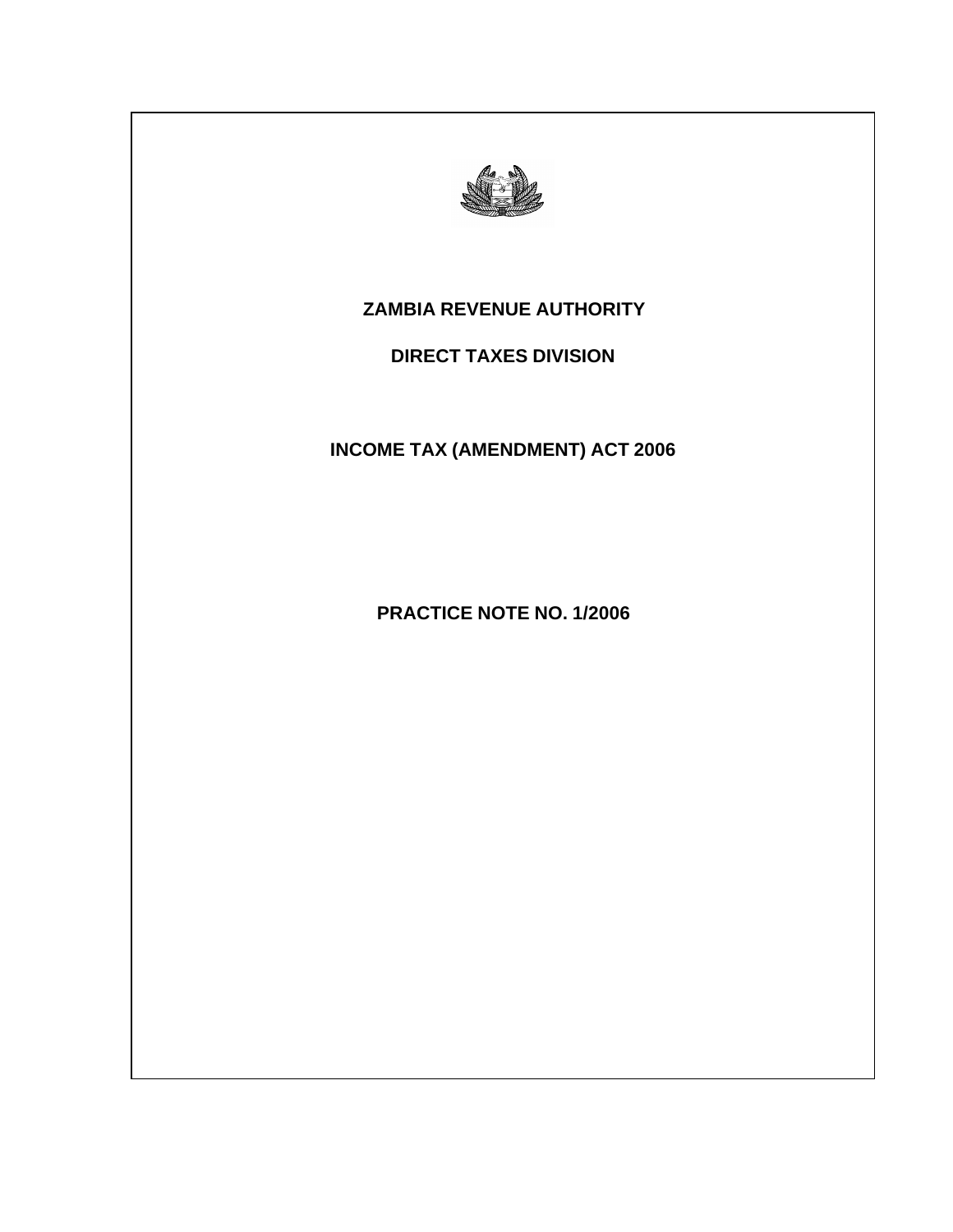# ZAMBIA REVENUE AUTHORITY

## DIRECT TAXES DIVISION

## INCOME TAX (AMENDMENT) ACT 2006

## PRACTICE NOTE NO. 1/2006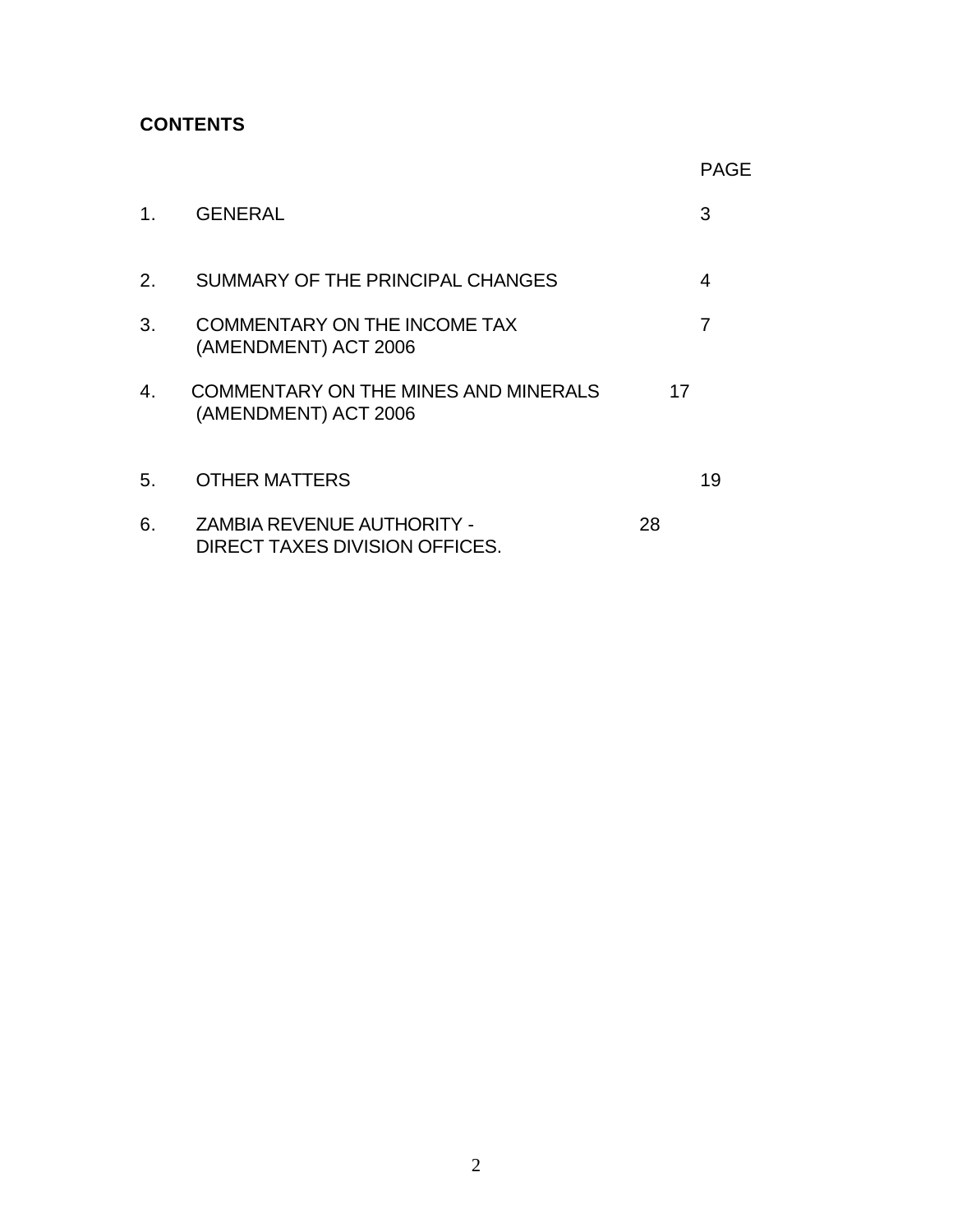**CONTENTS**

| | | PAGE |
|---|---|---|
| 1. | GENERAL | 3 |
| 2. | SUMMARY OF THE PRINCIPAL CHANGES | 4 |
| 3. | COMMENTARY ON THE INCOME TAX (AMENDMENT) ACT 2006 | 7 |
| 4. | COMMENTARY ON THE MINES AND MINERALS (AMENDMENT) ACT 2006 | 17 |
| 5. | OTHER MATTERS | 19 |
| 6. | ZAMBIA REVENUE AUTHORITY - DIRECT TAXES DIVISION OFFICES. | 28 |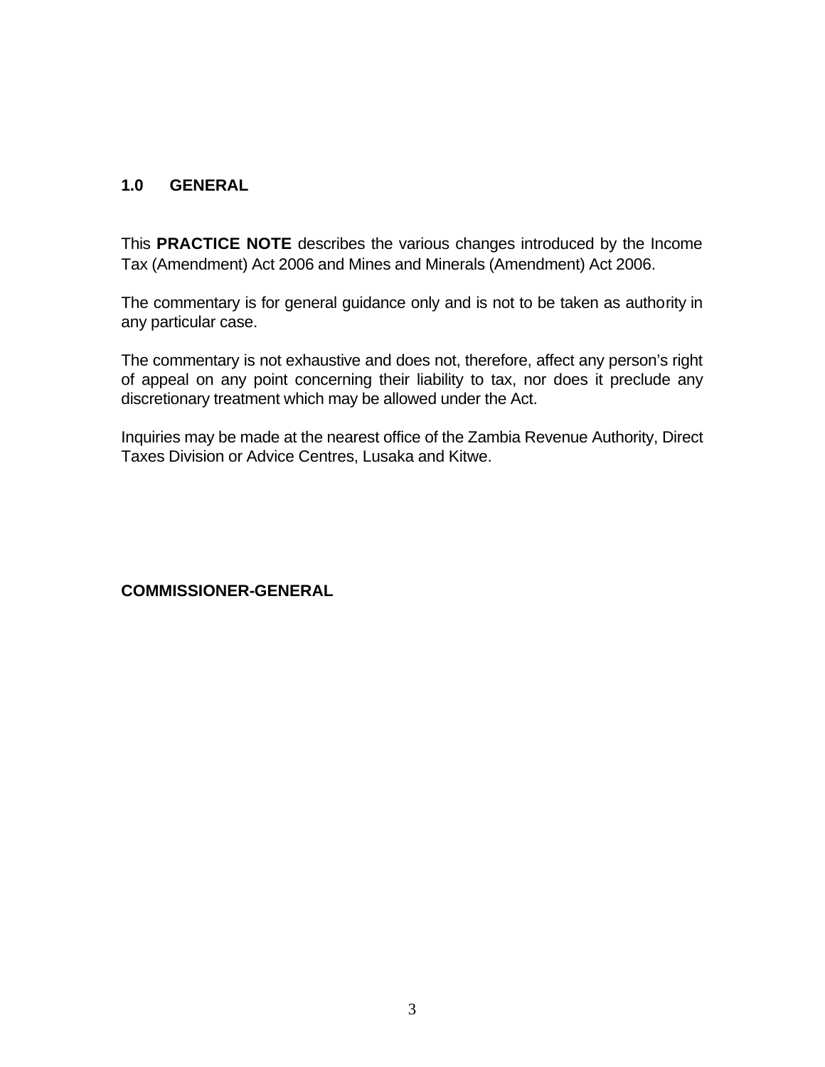## 1.0 GENERAL

This **PRACTICE NOTE** describes the various changes introduced by the Income Tax (Amendment) Act 2006 and Mines and Minerals (Amendment) Act 2006.

The commentary is for general guidance only and is not to be taken as authority in any particular case.

The commentary is not exhaustive and does not, therefore, affect any person's right of appeal on any point concerning their liability to tax, nor does it preclude any discretionary treatment which may be allowed under the Act.

Inquiries may be made at the nearest office of the Zambia Revenue Authority, Direct Taxes Division or Advice Centres, Lusaka and Kitwe.

**COMMISSIONER-GENERAL**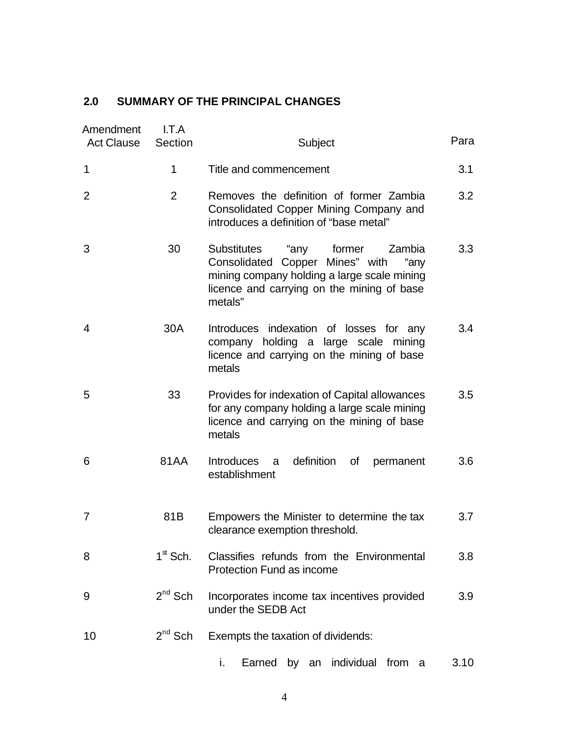## 2.0 SUMMARY OF THE PRINCIPAL CHANGES

| Amendment Act Clause | I.T.A Section | Subject | Para |
|---|---|---|---|
| 1 | 1 | Title and commencement | 3.1 |
| 2 | 2 | Removes the definition of former Zambia Consolidated Copper Mining Company and introduces a definition of "base metal" | 3.2 |
| 3 | 30 | Substitutes "any former Zambia Consolidated Copper Mines" with "any mining company holding a large scale mining licence and carrying on the mining of base metals" | 3.3 |
| 4 | 30A | Introduces indexation of losses for any company holding a large scale mining licence and carrying on the mining of base metals | 3.4 |
| 5 | 33 | Provides for indexation of Capital allowances for any company holding a large scale mining licence and carrying on the mining of base metals | 3.5 |
| 6 | 81AA | Introduces a definition of permanent establishment | 3.6 |
| 7 | 81B | Empowers the Minister to determine the tax clearance exemption threshold. | 3.7 |
| 8 | 1st Sch. | Classifies refunds from the Environmental Protection Fund as income | 3.8 |
| 9 | 2nd Sch | Incorporates income tax incentives provided under the SEDB Act | 3.9 |
| 10 | 2nd Sch | Exempts the taxation of dividends: | |
| | | i. Earned by an individual from a | 3.10 |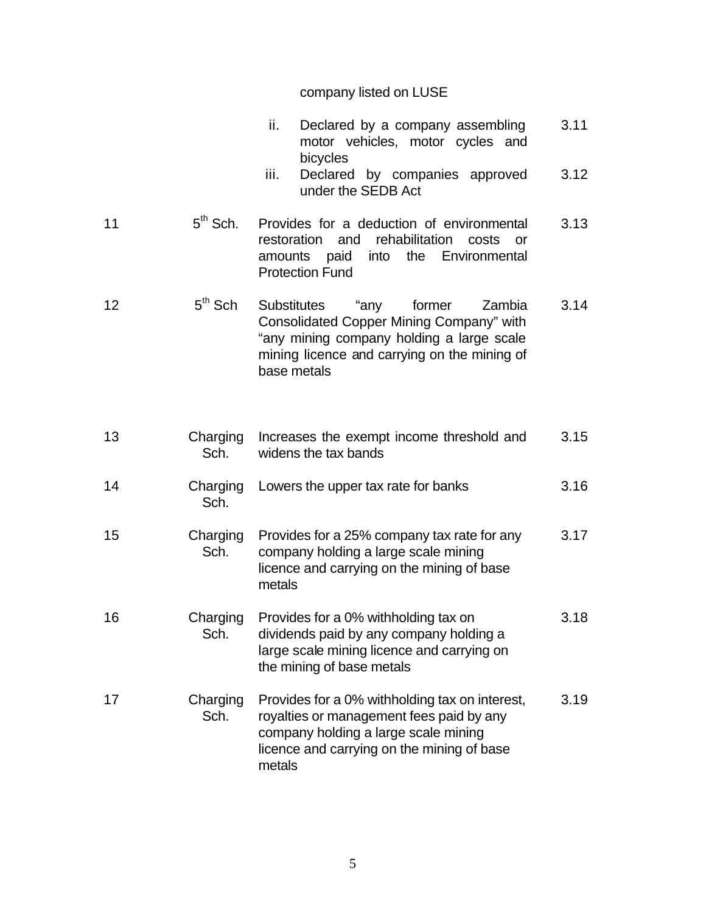| | | | |
|---|---|---|---|
| | | company listed on LUSE | |
| | | ii. Declared by a company assembling motor vehicles, motor cycles and bicycles | 3.11 |
| | | iii. Declared by companies approved under the SEDB Act | 3.12 |
| 11 | 5th Sch. | Provides for a deduction of environmental restoration and rehabilitation costs or amounts paid into the Environmental Protection Fund | 3.13 |
| 12 | 5th Sch | Substitutes "any former Zambia Consolidated Copper Mining Company" with "any mining company holding a large scale mining licence and carrying on the mining of base metals | 3.14 |
| 13 | Charging Sch. | Increases the exempt income threshold and widens the tax bands | 3.15 |
| 14 | Charging Sch. | Lowers the upper tax rate for banks | 3.16 |
| 15 | Charging Sch. | Provides for a 25% company tax rate for any company holding a large scale mining licence and carrying on the mining of base metals | 3.17 |
| 16 | Charging Sch. | Provides for a 0% withholding tax on dividends paid by any company holding a large scale mining licence and carrying on the mining of base metals | 3.18 |
| 17 | Charging Sch. | Provides for a 0% withholding tax on interest, royalties or management fees paid by any company holding a large scale mining licence and carrying on the mining of base metals | 3.19 |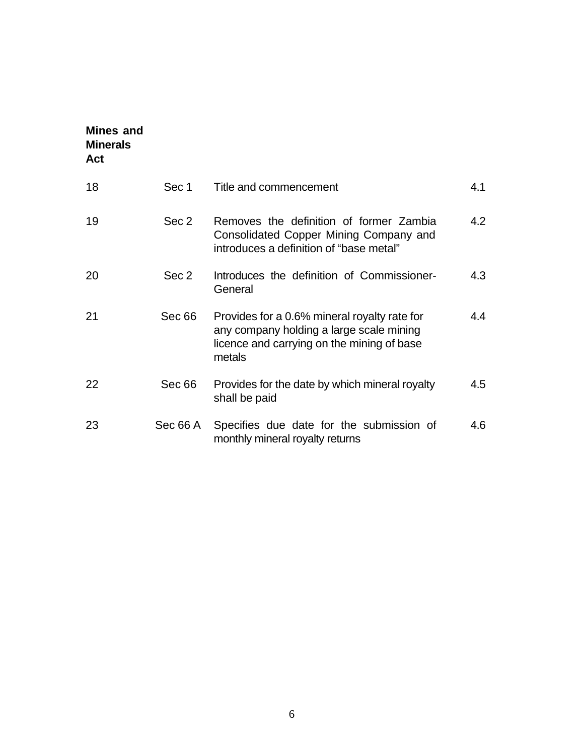**Mines and Minerals Act**

| | | | |
|---|---|---|---|
| 18 | Sec 1 | Title and commencement | 4.1 |
| 19 | Sec 2 | Removes the definition of former Zambia Consolidated Copper Mining Company and introduces a definition of “base metal” | 4.2 |
| 20 | Sec 2 | Introduces the definition of Commissioner-General | 4.3 |
| 21 | Sec 66 | Provides for a 0.6% mineral royalty rate for any company holding a large scale mining licence and carrying on the mining of base metals | 4.4 |
| 22 | Sec 66 | Provides for the date by which mineral royalty shall be paid | 4.5 |
| 23 | Sec 66 A | Specifies due date for the submission of monthly mineral royalty returns | 4.6 |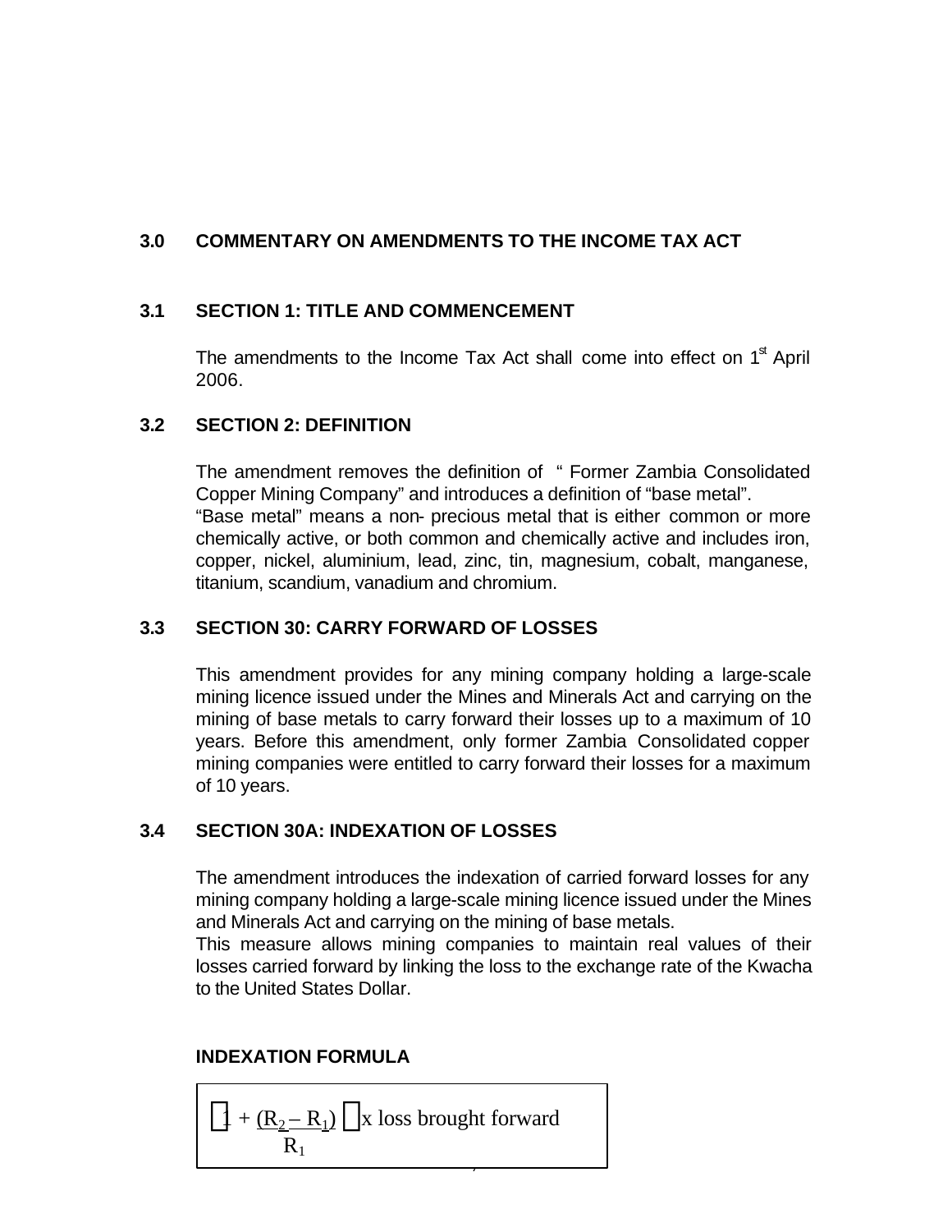## 3.0 COMMENTARY ON AMENDMENTS TO THE INCOME TAX ACT

### 3.1 SECTION 1: TITLE AND COMMENCEMENT

The amendments to the Income Tax Act shall come into effect on 1st April 2006.

### 3.2 SECTION 2: DEFINITION

The amendment removes the definition of " Former Zambia Consolidated Copper Mining Company" and introduces a definition of "base metal".
"Base metal" means a non- precious metal that is either common or more chemically active, or both common and chemically active and includes iron, copper, nickel, aluminium, lead, zinc, tin, magnesium, cobalt, manganese, titanium, scandium, vanadium and chromium.

### 3.3 SECTION 30: CARRY FORWARD OF LOSSES

This amendment provides for any mining company holding a large-scale mining licence issued under the Mines and Minerals Act and carrying on the mining of base metals to carry forward their losses up to a maximum of 10 years. Before this amendment, only former Zambia Consolidated copper mining companies were entitled to carry forward their losses for a maximum of 10 years.

### 3.4 SECTION 30A: INDEXATION OF LOSSES

The amendment introduces the indexation of carried forward losses for any mining company holding a large-scale mining licence issued under the Mines and Minerals Act and carrying on the mining of base metals.
This measure allows mining companies to maintain real values of their losses carried forward by linking the loss to the exchange rate of the Kwacha to the United States Dollar.

**INDEXATION FORMULA**

$$\left[1 + \frac{(R_2 - R_1)}{R_1}\right] \text{x loss brought forward}$$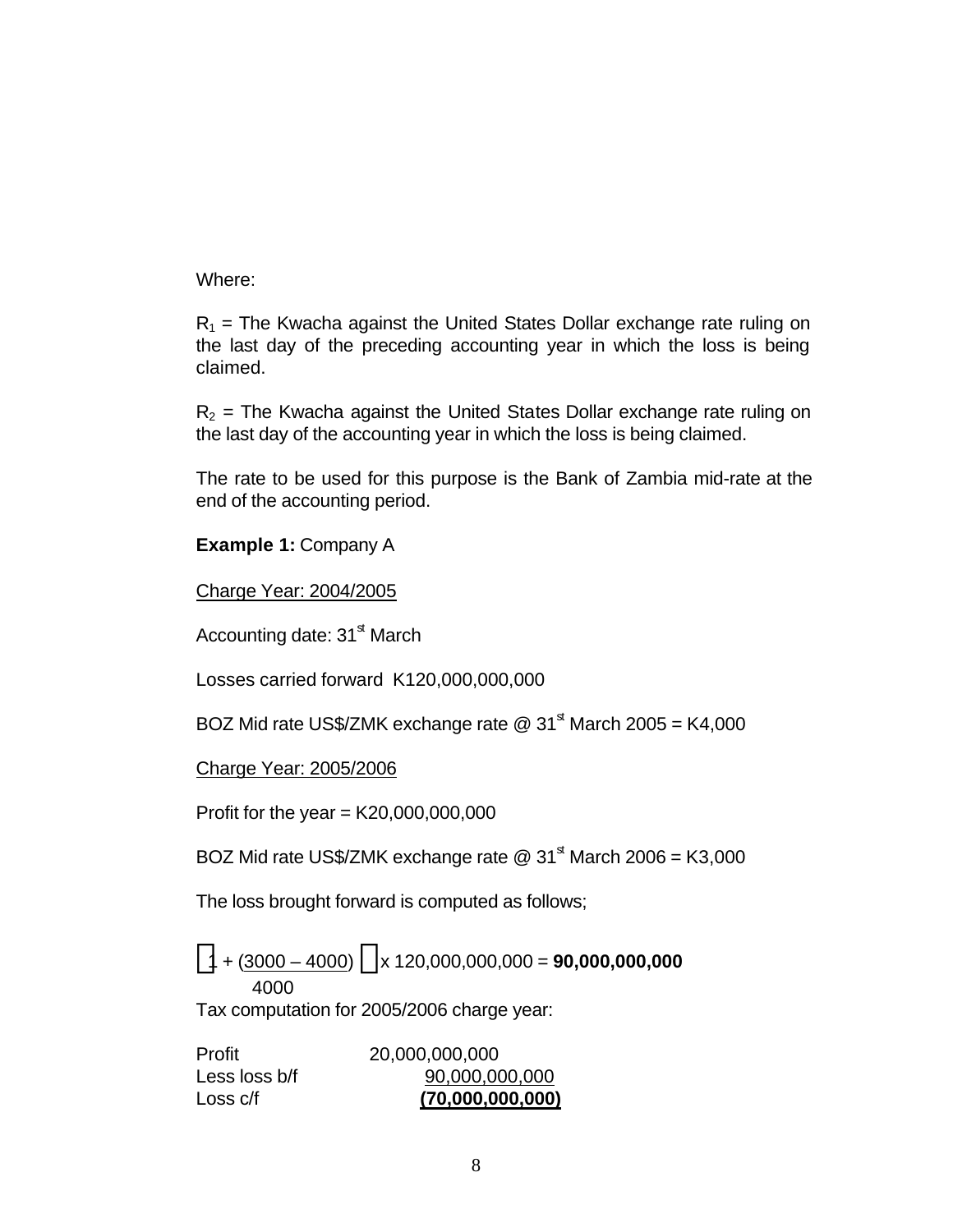Where:

$R_1$ = The Kwacha against the United States Dollar exchange rate ruling on the last day of the preceding accounting year in which the loss is being claimed.

$R_2$ = The Kwacha against the United States Dollar exchange rate ruling on the last day of the accounting year in which the loss is being claimed.

The rate to be used for this purpose is the Bank of Zambia mid-rate at the end of the accounting period.

**Example 1:** Company A

<u>Charge Year: 2004/2005</u>

Accounting date: 31st March

Losses carried forward K120,000,000,000

BOZ Mid rate US$/ZMK exchange rate @ 31st March 2005 = K4,000

<u>Charge Year: 2005/2006</u>

Profit for the year = K20,000,000,000

BOZ Mid rate US$/ZMK exchange rate @ 31st March 2006 = K3,000

The loss brought forward is computed as follows;

$$\left[1 + \frac{(3000 - 4000)}{4000}\right] \times 120{,}000{,}000{,}000 = \mathbf{90{,}000{,}000{,}000}$$

Tax computation for 2005/2006 charge year:

| | |
|---|---|
| Profit | 20,000,000,000 |
| Less loss b/f | <u>90,000,000,000</u> |
| Loss c/f | **<u>(70,000,000,000)</u>** |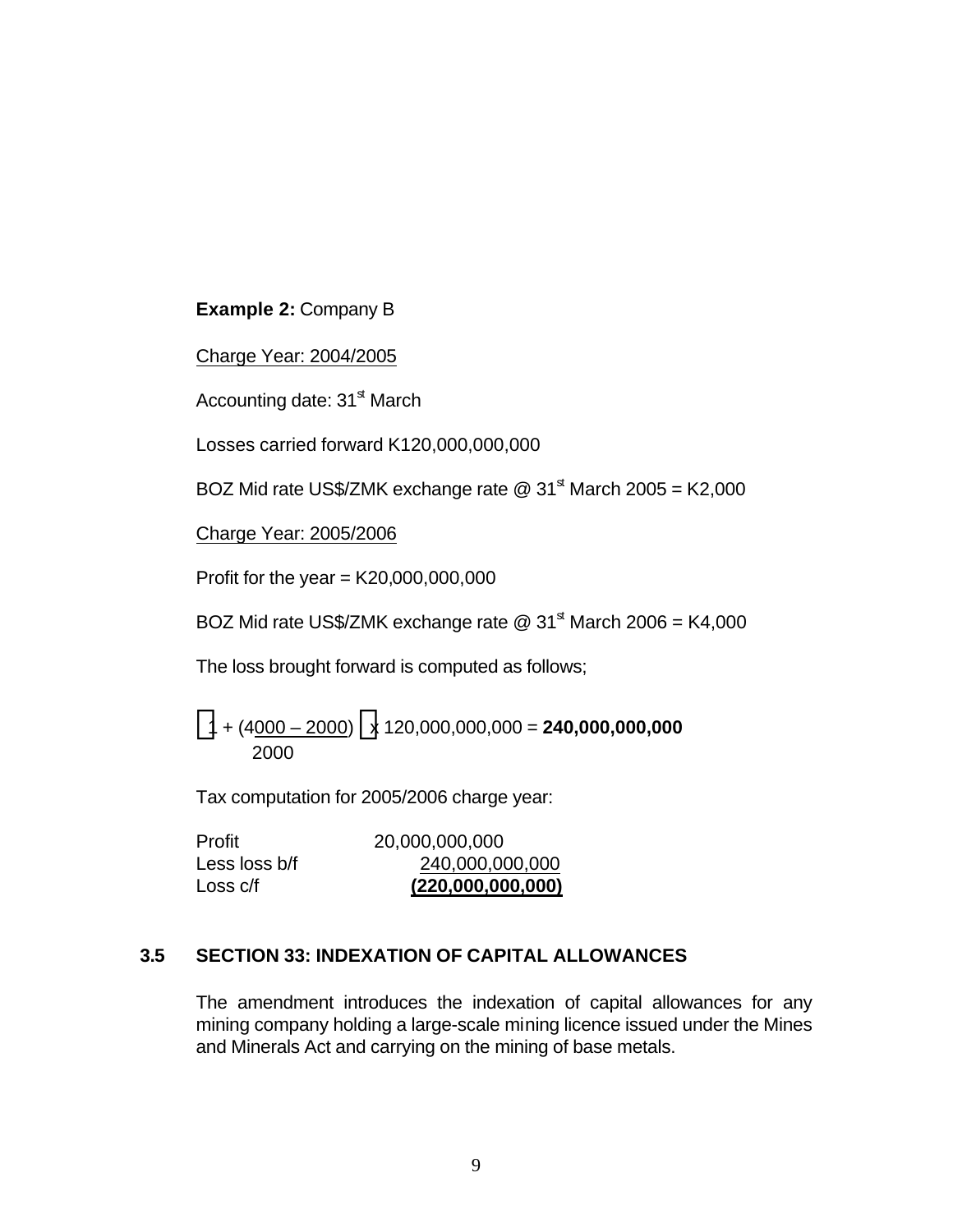**Example 2:** Company B

Charge Year: 2004/2005

Accounting date: 31[st] March

Losses carried forward K120,000,000,000

BOZ Mid rate US$/ZMK exchange rate @ 31[st] March 2005 = K2,000

Charge Year: 2005/2006

Profit for the year = K20,000,000,000

BOZ Mid rate US$/ZMK exchange rate @ 31[st] March 2006 = K4,000

The loss brought forward is computed as follows;

$$\left[1 + \frac{(4000 - 2000)}{2000}\right] \times 120{,}000{,}000{,}000 = \mathbf{240{,}000{,}000{,}000}$$

Tax computation for 2005/2006 charge year:

| | |
|---|---:|
| Profit | 20,000,000,000 |
| Less loss b/f | 240,000,000,000 |
| Loss c/f | **(220,000,000,000)** |

## 3.5 SECTION 33: INDEXATION OF CAPITAL ALLOWANCES

The amendment introduces the indexation of capital allowances for any mining company holding a large-scale mining licence issued under the Mines and Minerals Act and carrying on the mining of base metals.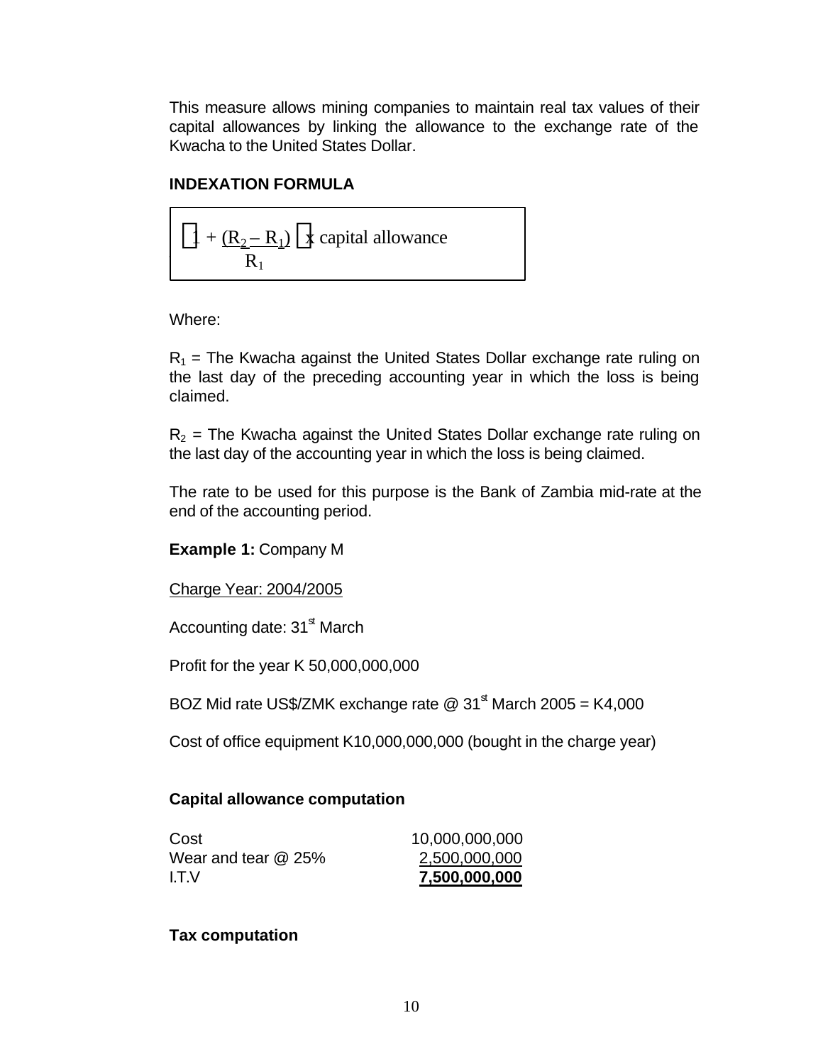This measure allows mining companies to maintain real tax values of their capital allowances by linking the allowance to the exchange rate of the Kwacha to the United States Dollar.

**INDEXATION FORMULA**

$$\left[1 + \frac{(R_2 - R_1)}{R_1}\right] \text{x capital allowance}$$

Where:

$R_1$ = The Kwacha against the United States Dollar exchange rate ruling on the last day of the preceding accounting year in which the loss is being claimed.

$R_2$ = The Kwacha against the United States Dollar exchange rate ruling on the last day of the accounting year in which the loss is being claimed.

The rate to be used for this purpose is the Bank of Zambia mid-rate at the end of the accounting period.

**Example 1:** Company M

Charge Year: 2004/2005

Accounting date: 31st March

Profit for the year K 50,000,000,000

BOZ Mid rate US$/ZMK exchange rate @ 31st March 2005 = K4,000

Cost of office equipment K10,000,000,000 (bought in the charge year)

**Capital allowance computation**

| | |
|---|---|
| Cost | 10,000,000,000 |
| Wear and tear @ 25% | 2,500,000,000 |
| I.T.V | **7,500,000,000** |

**Tax computation**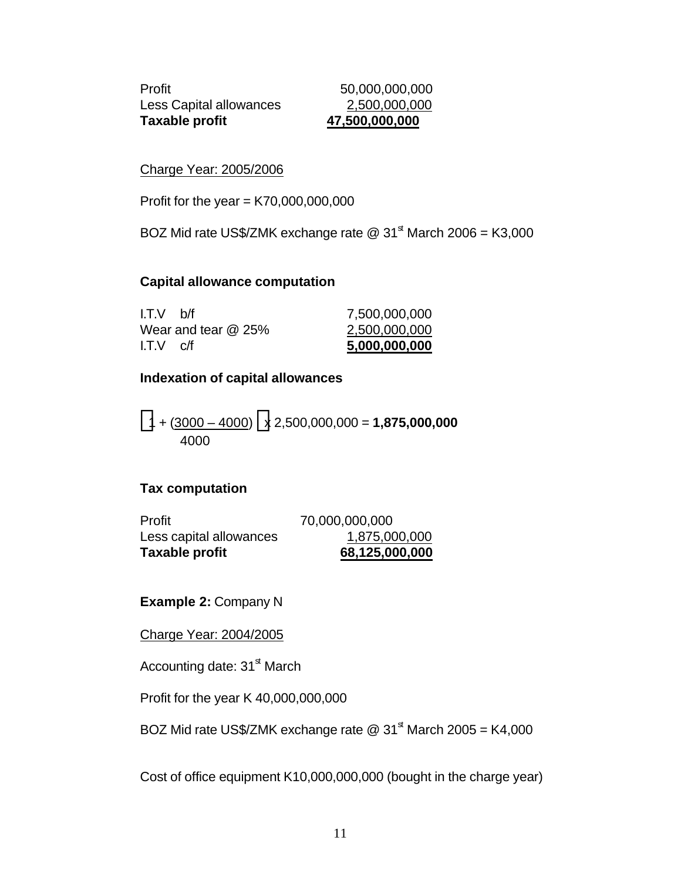| | |
|---|---|
| Profit | 50,000,000,000 |
| Less Capital allowances | 2,500,000,000 |
| **Taxable profit** | **47,500,000,000** |

Charge Year: 2005/2006

Profit for the year = K70,000,000,000

BOZ Mid rate US$/ZMK exchange rate @ 31st March 2006 = K3,000

**Capital allowance computation**

| | |
|---|---|
| I.T.V b/f | 7,500,000,000 |
| Wear and tear @ 25% | 2,500,000,000 |
| I.T.V c/f | **5,000,000,000** |

**Indexation of capital allowances**

$$\left[1 + \frac{(3000 - 4000)}{4000}\right] \times 2{,}500{,}000{,}000 = \mathbf{1{,}875{,}000{,}000}$$

**Tax computation**

| | |
|---|---|
| Profit | 70,000,000,000 |
| Less capital allowances | 1,875,000,000 |
| **Taxable profit** | **68,125,000,000** |

**Example 2:** Company N

Charge Year: 2004/2005

Accounting date: 31st March

Profit for the year K 40,000,000,000

BOZ Mid rate US$/ZMK exchange rate @ 31st March 2005 = K4,000

Cost of office equipment K10,000,000,000 (bought in the charge year)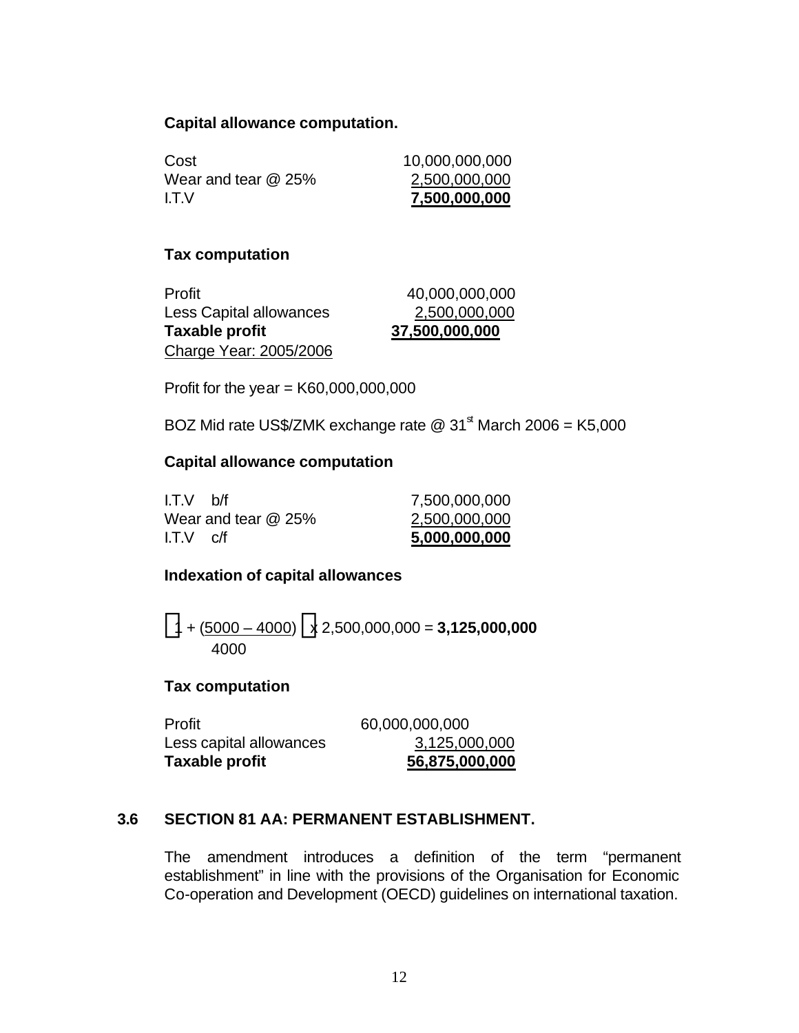**Capital allowance computation.**

| | |
|---|---|
| Cost | 10,000,000,000 |
| Wear and tear @ 25% | 2,500,000,000 |
| I.T.V | **7,500,000,000** |

**Tax computation**

| | |
|---|---|
| Profit | 40,000,000,000 |
| Less Capital allowances | 2,500,000,000 |
| **Taxable profit** | **37,500,000,000** |

Charge Year: 2005/2006

Profit for the year = K60,000,000,000

BOZ Mid rate US$/ZMK exchange rate @ 31st March 2006 = K5,000

**Capital allowance computation**

| | |
|---|---|
| I.T.V b/f | 7,500,000,000 |
| Wear and tear @ 25% | 2,500,000,000 |
| I.T.V c/f | **5,000,000,000** |

**Indexation of capital allowances**

$$\left[1 + \frac{(5000 - 4000)}{4000}\right] \times 2{,}500{,}000{,}000 = \mathbf{3{,}125{,}000{,}000}$$

**Tax computation**

| | |
|---|---|
| Profit | 60,000,000,000 |
| Less capital allowances | 3,125,000,000 |
| **Taxable profit** | **56,875,000,000** |

### 3.6 SECTION 81 AA: PERMANENT ESTABLISHMENT.

The amendment introduces a definition of the term "permanent establishment" in line with the provisions of the Organisation for Economic Co-operation and Development (OECD) guidelines on international taxation.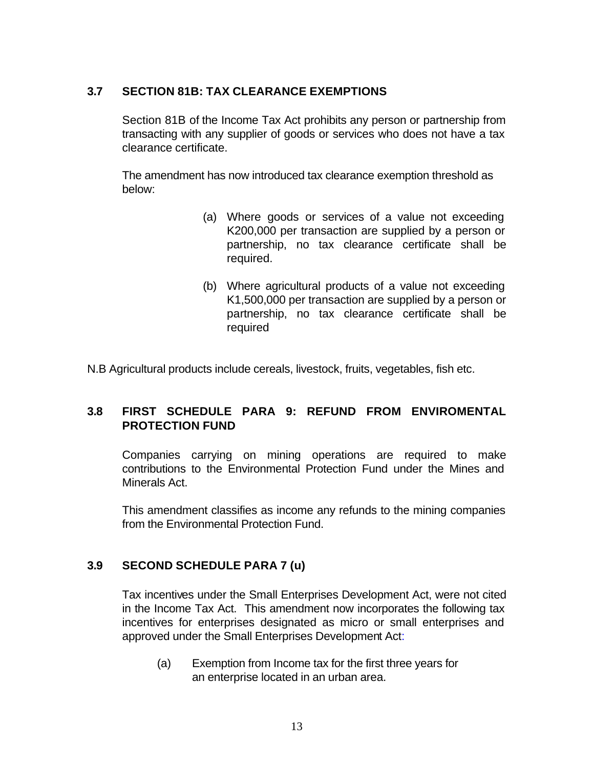### 3.7 SECTION 81B: TAX CLEARANCE EXEMPTIONS

Section 81B of the Income Tax Act prohibits any person or partnership from transacting with any supplier of goods or services who does not have a tax clearance certificate.

The amendment has now introduced tax clearance exemption threshold as below:

(a) Where goods or services of a value not exceeding K200,000 per transaction are supplied by a person or partnership, no tax clearance certificate shall be required.

(b) Where agricultural products of a value not exceeding K1,500,000 per transaction are supplied by a person or partnership, no tax clearance certificate shall be required

N.B Agricultural products include cereals, livestock, fruits, vegetables, fish etc.

### 3.8 FIRST SCHEDULE PARA 9: REFUND FROM ENVIROMENTAL PROTECTION FUND

Companies carrying on mining operations are required to make contributions to the Environmental Protection Fund under the Mines and Minerals Act.

This amendment classifies as income any refunds to the mining companies from the Environmental Protection Fund.

### 3.9 SECOND SCHEDULE PARA 7 (u)

Tax incentives under the Small Enterprises Development Act, were not cited in the Income Tax Act. This amendment now incorporates the following tax incentives for enterprises designated as micro or small enterprises and approved under the Small Enterprises Development Act:

(a) Exemption from Income tax for the first three years for an enterprise located in an urban area.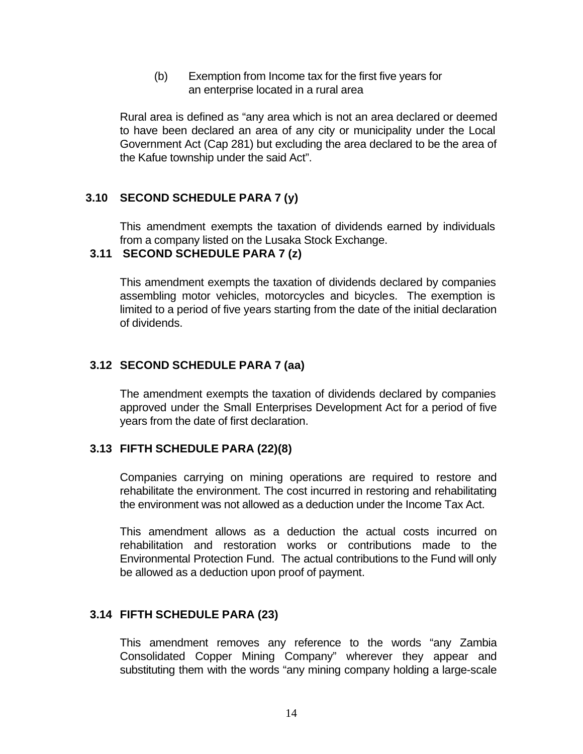(b) Exemption from Income tax for the first five years for an enterprise located in a rural area

Rural area is defined as "any area which is not an area declared or deemed to have been declared an area of any city or municipality under the Local Government Act (Cap 281) but excluding the area declared to be the area of the Kafue township under the said Act".

### 3.10 SECOND SCHEDULE PARA 7 (y)

This amendment exempts the taxation of dividends earned by individuals from a company listed on the Lusaka Stock Exchange.

### 3.11 SECOND SCHEDULE PARA 7 (z)

This amendment exempts the taxation of dividends declared by companies assembling motor vehicles, motorcycles and bicycles. The exemption is limited to a period of five years starting from the date of the initial declaration of dividends.

### 3.12 SECOND SCHEDULE PARA 7 (aa)

The amendment exempts the taxation of dividends declared by companies approved under the Small Enterprises Development Act for a period of five years from the date of first declaration.

### 3.13 FIFTH SCHEDULE PARA (22)(8)

Companies carrying on mining operations are required to restore and rehabilitate the environment. The cost incurred in restoring and rehabilitating the environment was not allowed as a deduction under the Income Tax Act.

This amendment allows as a deduction the actual costs incurred on rehabilitation and restoration works or contributions made to the Environmental Protection Fund. The actual contributions to the Fund will only be allowed as a deduction upon proof of payment.

### 3.14 FIFTH SCHEDULE PARA (23)

This amendment removes any reference to the words "any Zambia Consolidated Copper Mining Company" wherever they appear and substituting them with the words "any mining company holding a large-scale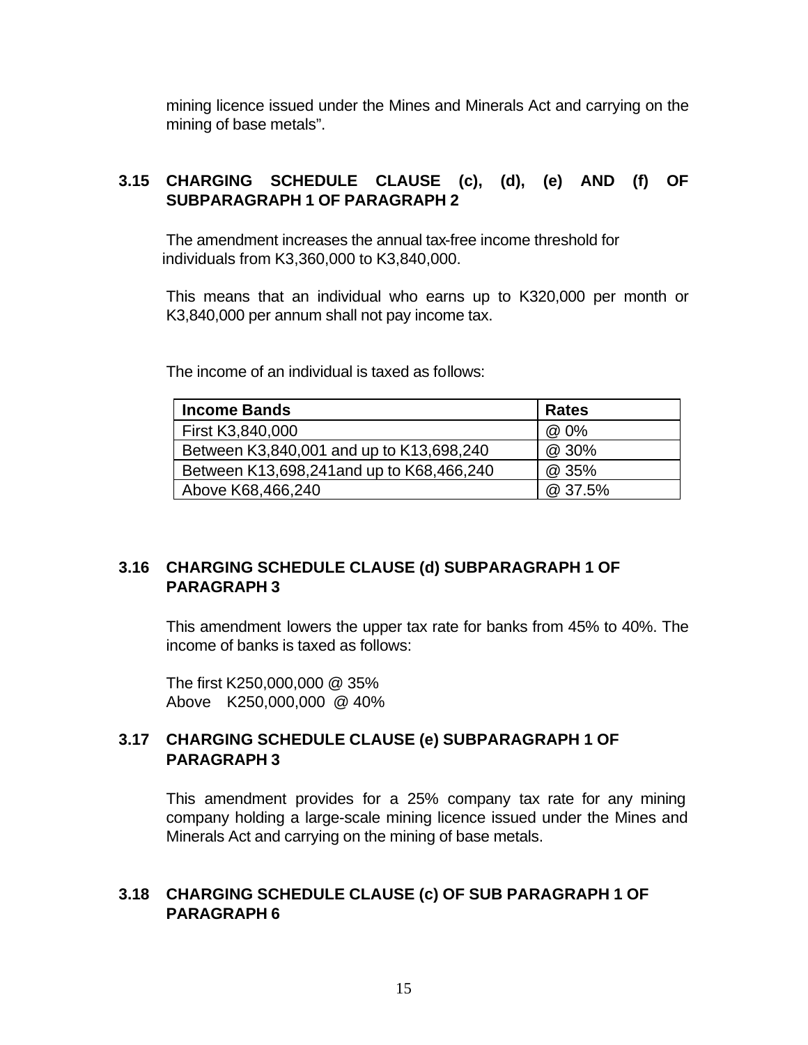mining licence issued under the Mines and Minerals Act and carrying on the mining of base metals".

### 3.15 CHARGING SCHEDULE CLAUSE (c), (d), (e) AND (f) OF SUBPARAGRAPH 1 OF PARAGRAPH 2

The amendment increases the annual tax-free income threshold for individuals from K3,360,000 to K3,840,000.

This means that an individual who earns up to K320,000 per month or K3,840,000 per annum shall not pay income tax.

The income of an individual is taxed as follows:

| Income Bands | Rates |
|---|---|
| First K3,840,000 | @ 0% |
| Between K3,840,001 and up to K13,698,240 | @ 30% |
| Between K13,698,241and up to K68,466,240 | @ 35% |
| Above K68,466,240 | @ 37.5% |

### 3.16 CHARGING SCHEDULE CLAUSE (d) SUBPARAGRAPH 1 OF PARAGRAPH 3

This amendment lowers the upper tax rate for banks from 45% to 40%. The income of banks is taxed as follows:

The first K250,000,000 @ 35%
Above K250,000,000 @ 40%

### 3.17 CHARGING SCHEDULE CLAUSE (e) SUBPARAGRAPH 1 OF PARAGRAPH 3

This amendment provides for a 25% company tax rate for any mining company holding a large-scale mining licence issued under the Mines and Minerals Act and carrying on the mining of base metals.

### 3.18 CHARGING SCHEDULE CLAUSE (c) OF SUB PARAGRAPH 1 OF PARAGRAPH 6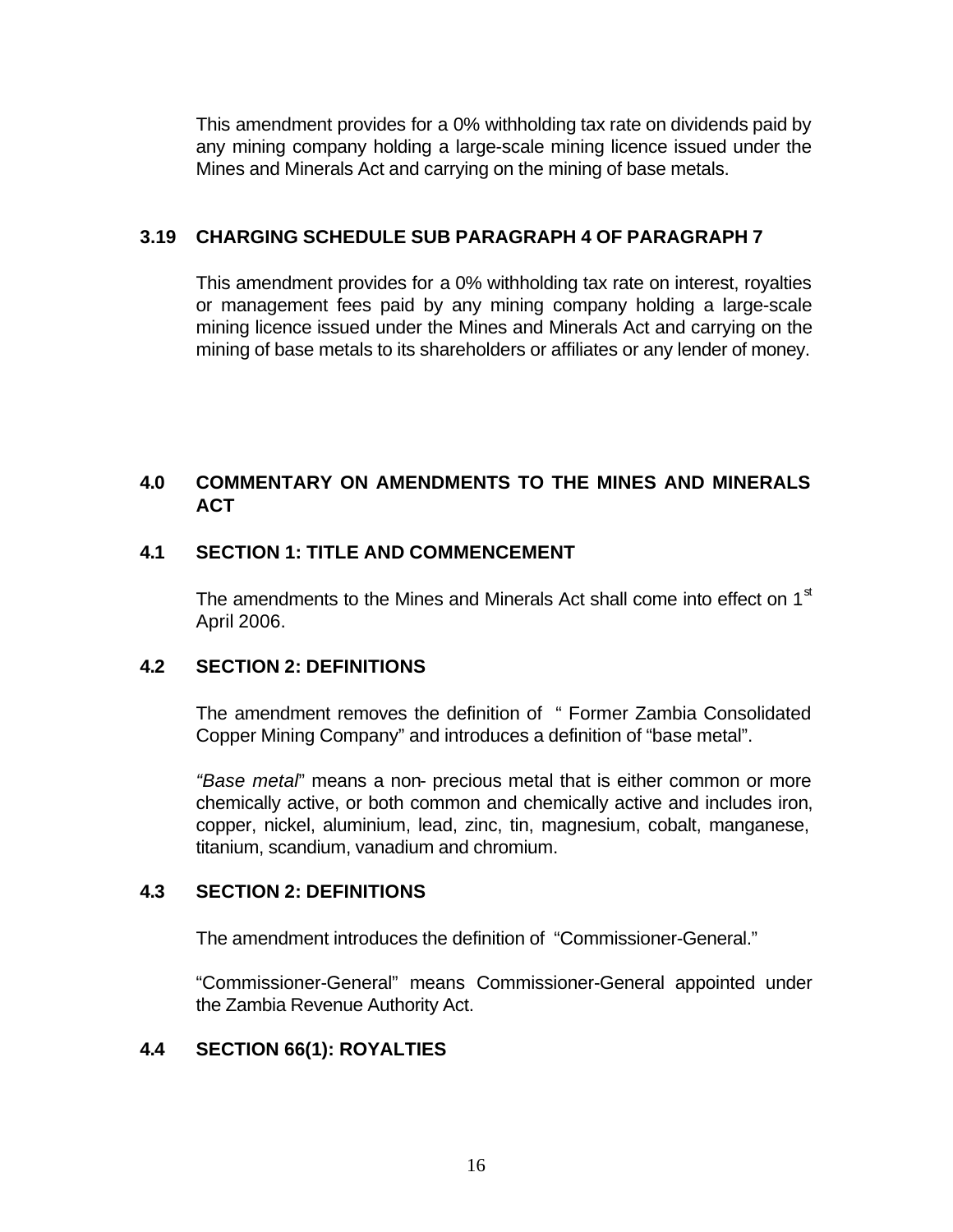This amendment provides for a 0% withholding tax rate on dividends paid by any mining company holding a large-scale mining licence issued under the Mines and Minerals Act and carrying on the mining of base metals.

### 3.19 CHARGING SCHEDULE SUB PARAGRAPH 4 OF PARAGRAPH 7

This amendment provides for a 0% withholding tax rate on interest, royalties or management fees paid by any mining company holding a large-scale mining licence issued under the Mines and Minerals Act and carrying on the mining of base metals to its shareholders or affiliates or any lender of money.

## 4.0 COMMENTARY ON AMENDMENTS TO THE MINES AND MINERALS ACT

### 4.1 SECTION 1: TITLE AND COMMENCEMENT

The amendments to the Mines and Minerals Act shall come into effect on 1st April 2006.

### 4.2 SECTION 2: DEFINITIONS

The amendment removes the definition of " Former Zambia Consolidated Copper Mining Company" and introduces a definition of "base metal".

*"Base metal*" means a non- precious metal that is either common or more chemically active, or both common and chemically active and includes iron, copper, nickel, aluminium, lead, zinc, tin, magnesium, cobalt, manganese, titanium, scandium, vanadium and chromium.

### 4.3 SECTION 2: DEFINITIONS

The amendment introduces the definition of "Commissioner-General."

"Commissioner-General" means Commissioner-General appointed under the Zambia Revenue Authority Act.

### 4.4 SECTION 66(1): ROYALTIES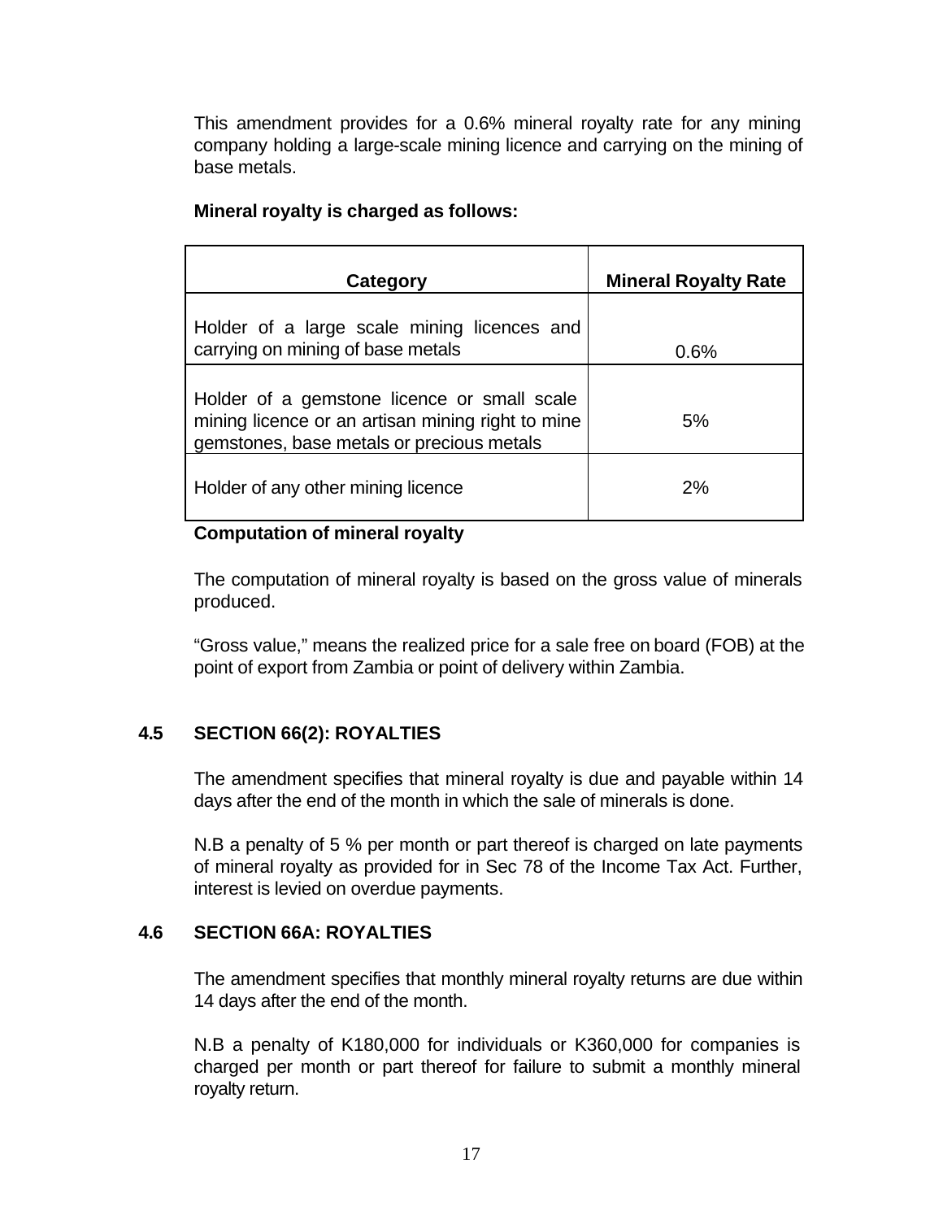This amendment provides for a 0.6% mineral royalty rate for any mining company holding a large-scale mining licence and carrying on the mining of base metals.

**Mineral royalty is charged as follows:**

| Category | Mineral Royalty Rate |
|---|---|
| Holder of a large scale mining licences and carrying on mining of base metals | 0.6% |
| Holder of a gemstone licence or small scale mining licence or an artisan mining right to mine gemstones, base metals or precious metals | 5% |
| Holder of any other mining licence | 2% |

**Computation of mineral royalty**

The computation of mineral royalty is based on the gross value of minerals produced.

"Gross value," means the realized price for a sale free on board (FOB) at the point of export from Zambia or point of delivery within Zambia.

### 4.5 SECTION 66(2): ROYALTIES

The amendment specifies that mineral royalty is due and payable within 14 days after the end of the month in which the sale of minerals is done.

N.B a penalty of 5 % per month or part thereof is charged on late payments of mineral royalty as provided for in Sec 78 of the Income Tax Act. Further, interest is levied on overdue payments.

### 4.6 SECTION 66A: ROYALTIES

The amendment specifies that monthly mineral royalty returns are due within 14 days after the end of the month.

N.B a penalty of K180,000 for individuals or K360,000 for companies is charged per month or part thereof for failure to submit a monthly mineral royalty return.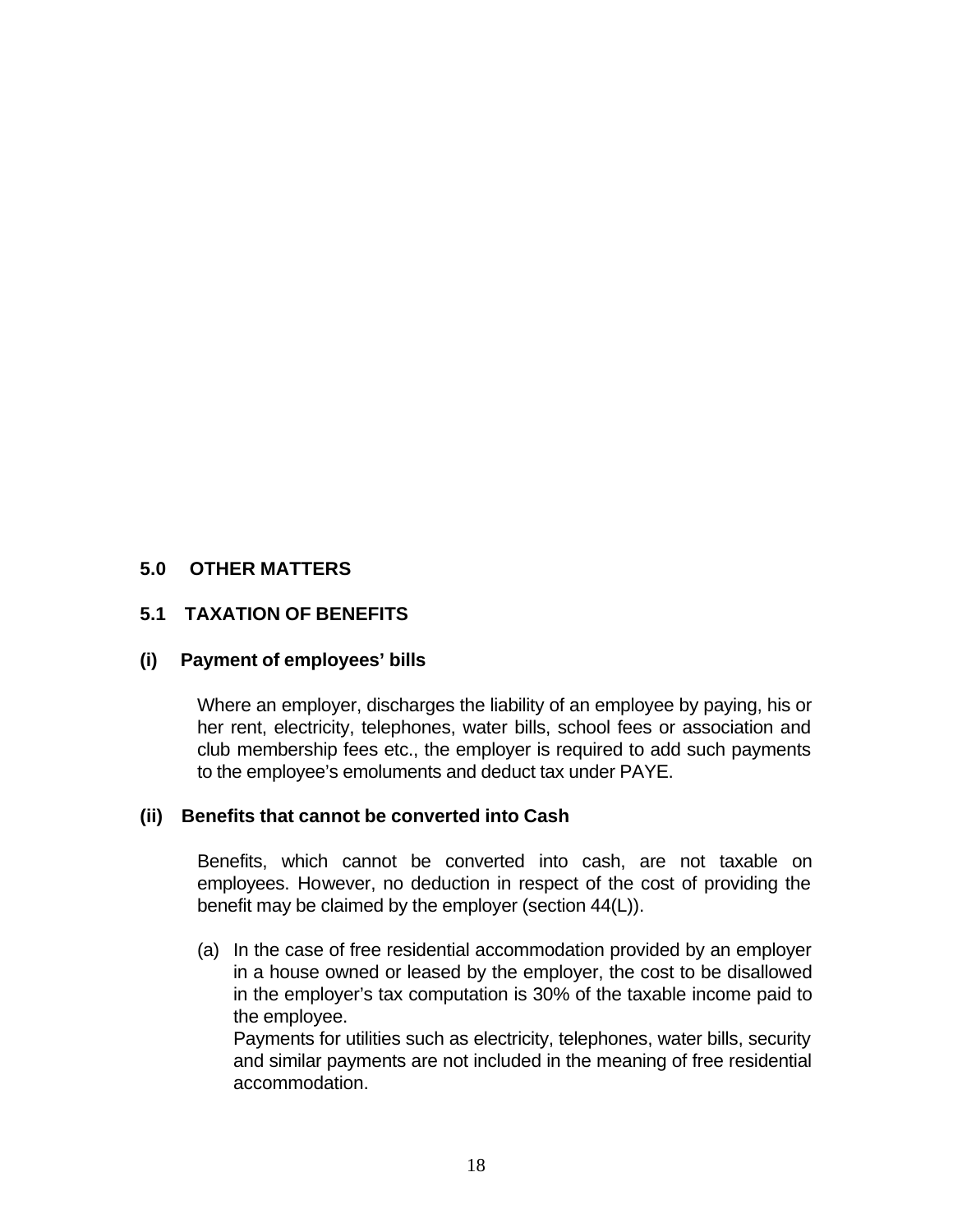## 5.0 OTHER MATTERS

### 5.1 TAXATION OF BENEFITS

#### (i) Payment of employees' bills

Where an employer, discharges the liability of an employee by paying, his or her rent, electricity, telephones, water bills, school fees or association and club membership fees etc., the employer is required to add such payments to the employee's emoluments and deduct tax under PAYE.

#### (ii) Benefits that cannot be converted into Cash

Benefits, which cannot be converted into cash, are not taxable on employees. However, no deduction in respect of the cost of providing the benefit may be claimed by the employer (section 44(L)).

(a) In the case of free residential accommodation provided by an employer in a house owned or leased by the employer, the cost to be disallowed in the employer's tax computation is 30% of the taxable income paid to the employee.
 Payments for utilities such as electricity, telephones, water bills, security and similar payments are not included in the meaning of free residential accommodation.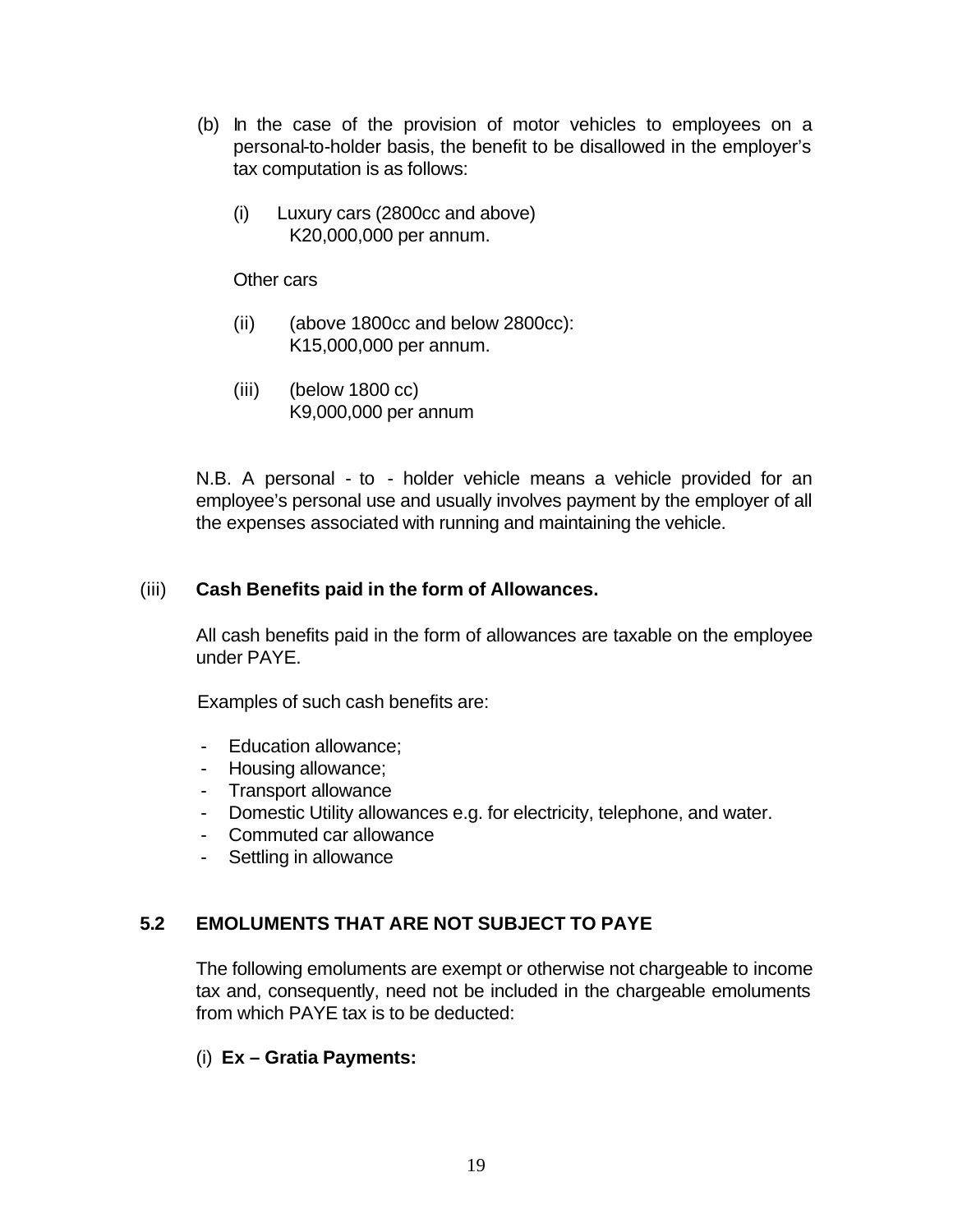(b) In the case of the provision of motor vehicles to employees on a personal-to-holder basis, the benefit to be disallowed in the employer's tax computation is as follows:

(i) Luxury cars (2800cc and above)
K20,000,000 per annum.

Other cars

(ii) (above 1800cc and below 2800cc):
K15,000,000 per annum.

(iii) (below 1800 cc)
K9,000,000 per annum

N.B. A personal - to - holder vehicle means a vehicle provided for an employee's personal use and usually involves payment by the employer of all the expenses associated with running and maintaining the vehicle.

(iii) **Cash Benefits paid in the form of Allowances.**

All cash benefits paid in the form of allowances are taxable on the employee under PAYE.

Examples of such cash benefits are:

- Education allowance;
- Housing allowance;
- Transport allowance
- Domestic Utility allowances e.g. for electricity, telephone, and water.
- Commuted car allowance
- Settling in allowance

### 5.2 EMOLUMENTS THAT ARE NOT SUBJECT TO PAYE

The following emoluments are exempt or otherwise not chargeable to income tax and, consequently, need not be included in the chargeable emoluments from which PAYE tax is to be deducted:

(i) **Ex – Gratia Payments:**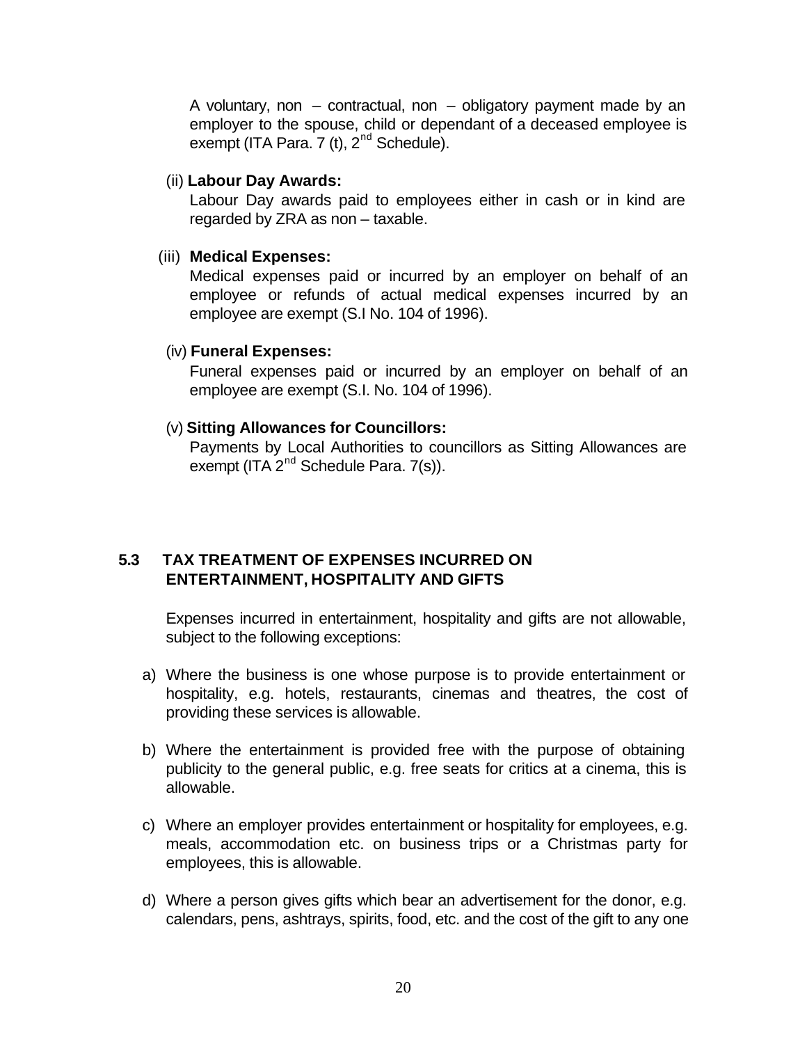A voluntary, non – contractual, non – obligatory payment made by an employer to the spouse, child or dependant of a deceased employee is exempt (ITA Para. 7 (t), 2nd Schedule).

(ii) **Labour Day Awards:**

Labour Day awards paid to employees either in cash or in kind are regarded by ZRA as non – taxable.

(iii) **Medical Expenses:**

Medical expenses paid or incurred by an employer on behalf of an employee or refunds of actual medical expenses incurred by an employee are exempt (S.I No. 104 of 1996).

(iv) **Funeral Expenses:**

Funeral expenses paid or incurred by an employer on behalf of an employee are exempt (S.I. No. 104 of 1996).

(v) **Sitting Allowances for Councillors:**

Payments by Local Authorities to councillors as Sitting Allowances are exempt (ITA 2nd Schedule Para. 7(s)).

## 5.3 TAX TREATMENT OF EXPENSES INCURRED ON ENTERTAINMENT, HOSPITALITY AND GIFTS

Expenses incurred in entertainment, hospitality and gifts are not allowable, subject to the following exceptions:

a) Where the business is one whose purpose is to provide entertainment or hospitality, e.g. hotels, restaurants, cinemas and theatres, the cost of providing these services is allowable.

b) Where the entertainment is provided free with the purpose of obtaining publicity to the general public, e.g. free seats for critics at a cinema, this is allowable.

c) Where an employer provides entertainment or hospitality for employees, e.g. meals, accommodation etc. on business trips or a Christmas party for employees, this is allowable.

d) Where a person gives gifts which bear an advertisement for the donor, e.g. calendars, pens, ashtrays, spirits, food, etc. and the cost of the gift to any one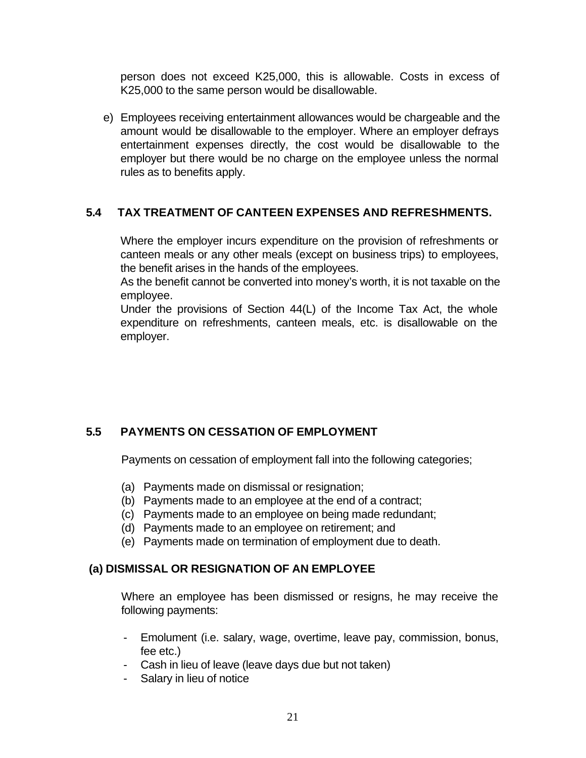person does not exceed K25,000, this is allowable. Costs in excess of K25,000 to the same person would be disallowable.

e) Employees receiving entertainment allowances would be chargeable and the amount would be disallowable to the employer. Where an employer defrays entertainment expenses directly, the cost would be disallowable to the employer but there would be no charge on the employee unless the normal rules as to benefits apply.

## 5.4 TAX TREATMENT OF CANTEEN EXPENSES AND REFRESHMENTS.

Where the employer incurs expenditure on the provision of refreshments or canteen meals or any other meals (except on business trips) to employees, the benefit arises in the hands of the employees.

As the benefit cannot be converted into money's worth, it is not taxable on the employee.

Under the provisions of Section 44(L) of the Income Tax Act, the whole expenditure on refreshments, canteen meals, etc. is disallowable on the employer.

## 5.5 PAYMENTS ON CESSATION OF EMPLOYMENT

Payments on cessation of employment fall into the following categories;

(a) Payments made on dismissal or resignation;
(b) Payments made to an employee at the end of a contract;
(c) Payments made to an employee on being made redundant;
(d) Payments made to an employee on retirement; and
(e) Payments made on termination of employment due to death.

### (a) DISMISSAL OR RESIGNATION OF AN EMPLOYEE

Where an employee has been dismissed or resigns, he may receive the following payments:

- Emolument (i.e. salary, wage, overtime, leave pay, commission, bonus, fee etc.)
- Cash in lieu of leave (leave days due but not taken)
- Salary in lieu of notice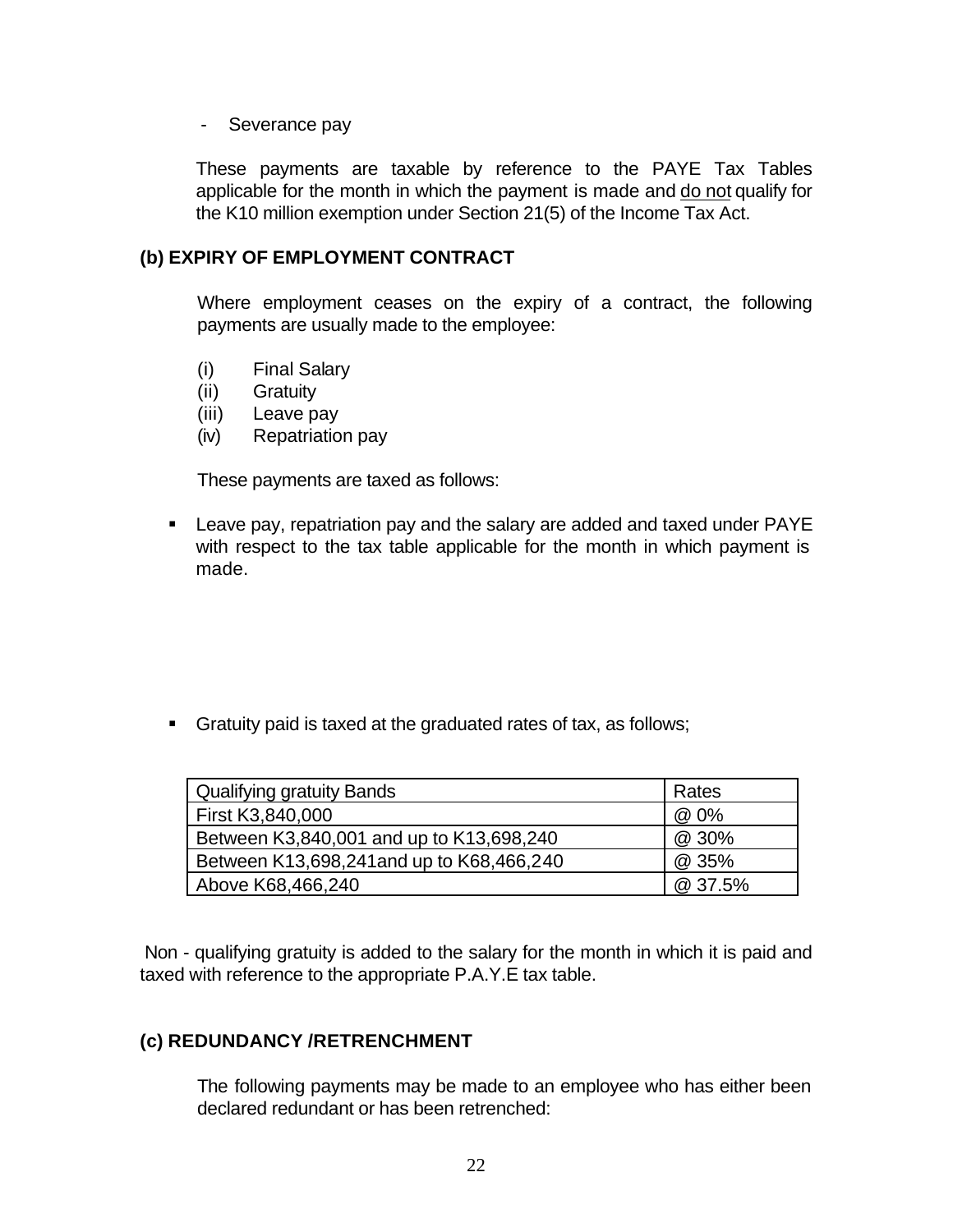- Severance pay

These payments are taxable by reference to the PAYE Tax Tables applicable for the month in which the payment is made and <u>do not</u> qualify for the K10 million exemption under Section 21(5) of the Income Tax Act.

### (b) EXPIRY OF EMPLOYMENT CONTRACT

Where employment ceases on the expiry of a contract, the following payments are usually made to the employee:

(i) Final Salary
(ii) Gratuity
(iii) Leave pay
(iv) Repatriation pay

These payments are taxed as follows:

- Leave pay, repatriation pay and the salary are added and taxed under PAYE with respect to the tax table applicable for the month in which payment is made.

- Gratuity paid is taxed at the graduated rates of tax, as follows;

| Qualifying gratuity Bands | Rates |
|---|---|
| First K3,840,000 | @ 0% |
| Between K3,840,001 and up to K13,698,240 | @ 30% |
| Between K13,698,241and up to K68,466,240 | @ 35% |
| Above K68,466,240 | @ 37.5% |

Non - qualifying gratuity is added to the salary for the month in which it is paid and taxed with reference to the appropriate P.A.Y.E tax table.

### (c) REDUNDANCY /RETRENCHMENT

The following payments may be made to an employee who has either been declared redundant or has been retrenched: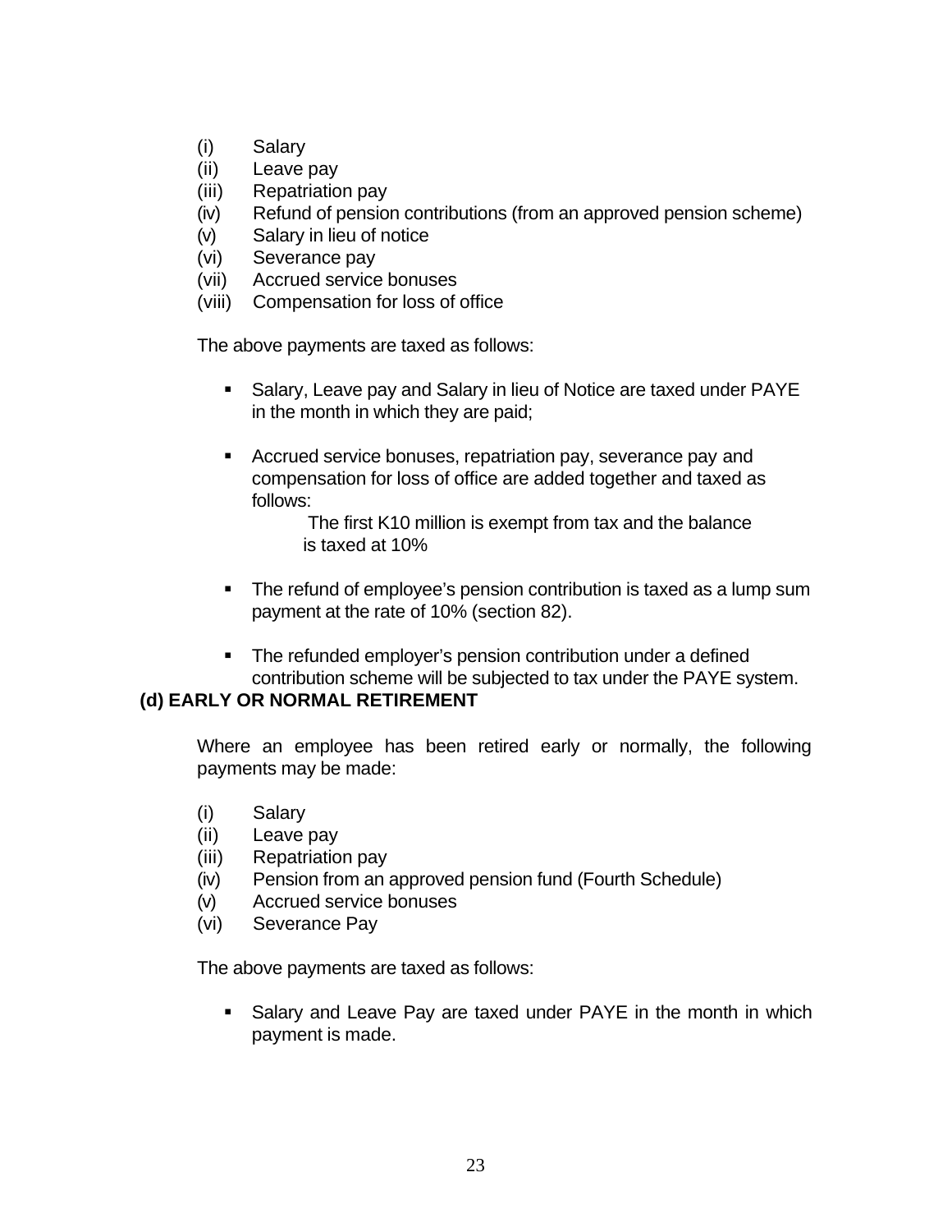(i) Salary
(ii) Leave pay
(iii) Repatriation pay
(iv) Refund of pension contributions (from an approved pension scheme)
(v) Salary in lieu of notice
(vi) Severance pay
(vii) Accrued service bonuses
(viii) Compensation for loss of office

The above payments are taxed as follows:

- Salary, Leave pay and Salary in lieu of Notice are taxed under PAYE in the month in which they are paid;

- Accrued service bonuses, repatriation pay, severance pay and compensation for loss of office are added together and taxed as follows:

  The first K10 million is exempt from tax and the balance is taxed at 10%

- The refund of employee's pension contribution is taxed as a lump sum payment at the rate of 10% (section 82).

- The refunded employer's pension contribution under a defined contribution scheme will be subjected to tax under the PAYE system.

**(d) EARLY OR NORMAL RETIREMENT**

Where an employee has been retired early or normally, the following payments may be made:

(i) Salary
(ii) Leave pay
(iii) Repatriation pay
(iv) Pension from an approved pension fund (Fourth Schedule)
(v) Accrued service bonuses
(vi) Severance Pay

The above payments are taxed as follows:

- Salary and Leave Pay are taxed under PAYE in the month in which payment is made.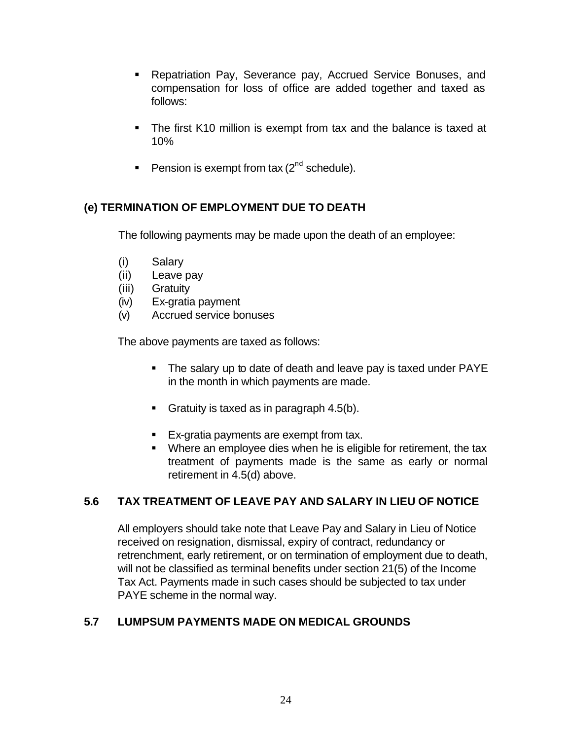- Repatriation Pay, Severance pay, Accrued Service Bonuses, and compensation for loss of office are added together and taxed as follows:

- The first K10 million is exempt from tax and the balance is taxed at 10%

- Pension is exempt from tax (2nd schedule).

### (e) TERMINATION OF EMPLOYMENT DUE TO DEATH

The following payments may be made upon the death of an employee:

(i) Salary
(ii) Leave pay
(iii) Gratuity
(iv) Ex-gratia payment
(v) Accrued service bonuses

The above payments are taxed as follows:

- The salary up to date of death and leave pay is taxed under PAYE in the month in which payments are made.

- Gratuity is taxed as in paragraph 4.5(b).

- Ex-gratia payments are exempt from tax.
- Where an employee dies when he is eligible for retirement, the tax treatment of payments made is the same as early or normal retirement in 4.5(d) above.

## 5.6 TAX TREATMENT OF LEAVE PAY AND SALARY IN LIEU OF NOTICE

All employers should take note that Leave Pay and Salary in Lieu of Notice received on resignation, dismissal, expiry of contract, redundancy or retrenchment, early retirement, or on termination of employment due to death, will not be classified as terminal benefits under section 21(5) of the Income Tax Act. Payments made in such cases should be subjected to tax under PAYE scheme in the normal way.

## 5.7 LUMPSUM PAYMENTS MADE ON MEDICAL GROUNDS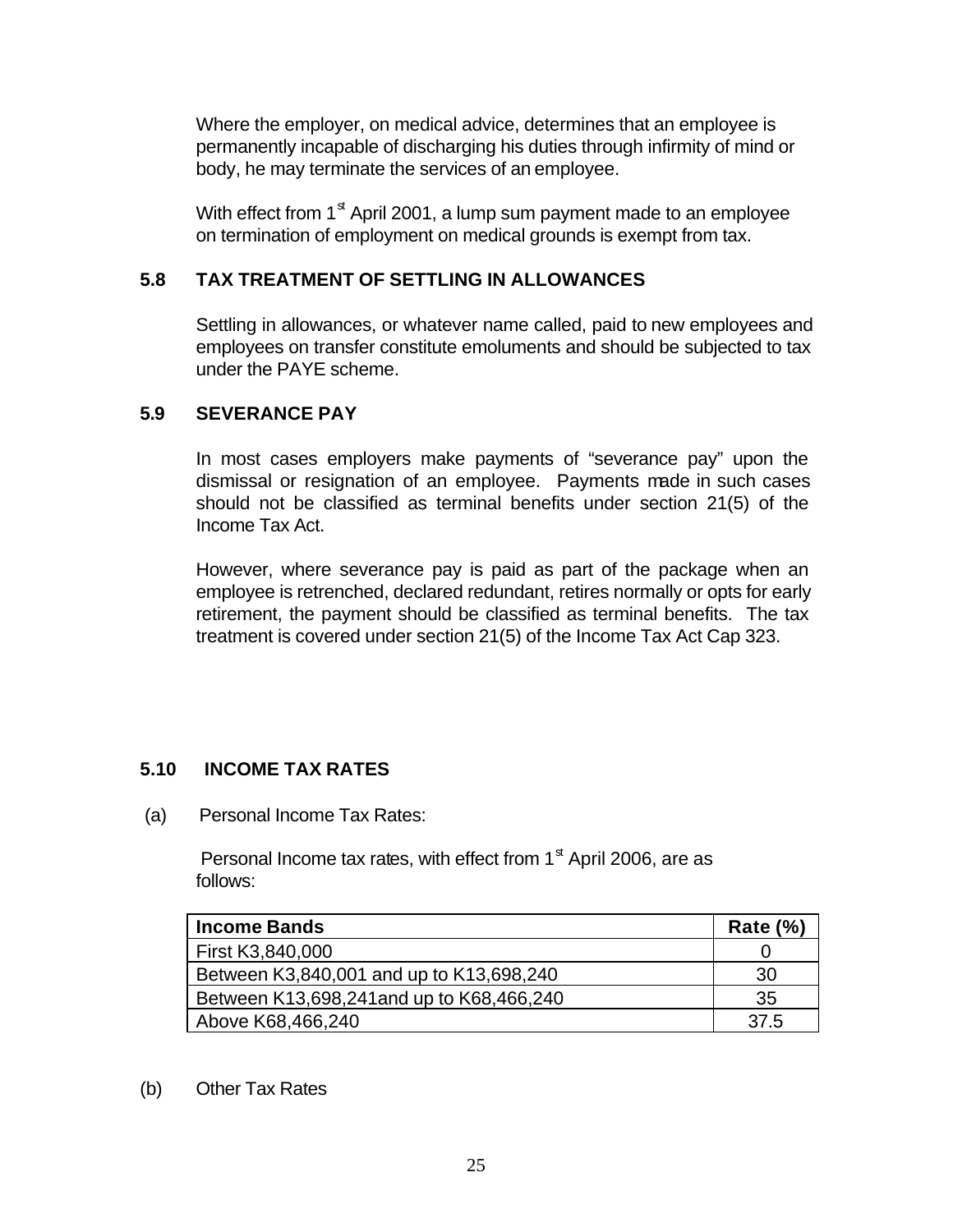Where the employer, on medical advice, determines that an employee is permanently incapable of discharging his duties through infirmity of mind or body, he may terminate the services of an employee.

With effect from 1st April 2001, a lump sum payment made to an employee on termination of employment on medical grounds is exempt from tax.

## 5.8 TAX TREATMENT OF SETTLING IN ALLOWANCES

Settling in allowances, or whatever name called, paid to new employees and employees on transfer constitute emoluments and should be subjected to tax under the PAYE scheme.

## 5.9 SEVERANCE PAY

In most cases employers make payments of "severance pay" upon the dismissal or resignation of an employee. Payments made in such cases should not be classified as terminal benefits under section 21(5) of the Income Tax Act.

However, where severance pay is paid as part of the package when an employee is retrenched, declared redundant, retires normally or opts for early retirement, the payment should be classified as terminal benefits. The tax treatment is covered under section 21(5) of the Income Tax Act Cap 323.

## 5.10 INCOME TAX RATES

(a) Personal Income Tax Rates:

Personal Income tax rates, with effect from 1st April 2006, are as follows:

| Income Bands | Rate (%) |
|---|---|
| First K3,840,000 | 0 |
| Between K3,840,001 and up to K13,698,240 | 30 |
| Between K13,698,241and up to K68,466,240 | 35 |
| Above K68,466,240 | 37.5 |

(b) Other Tax Rates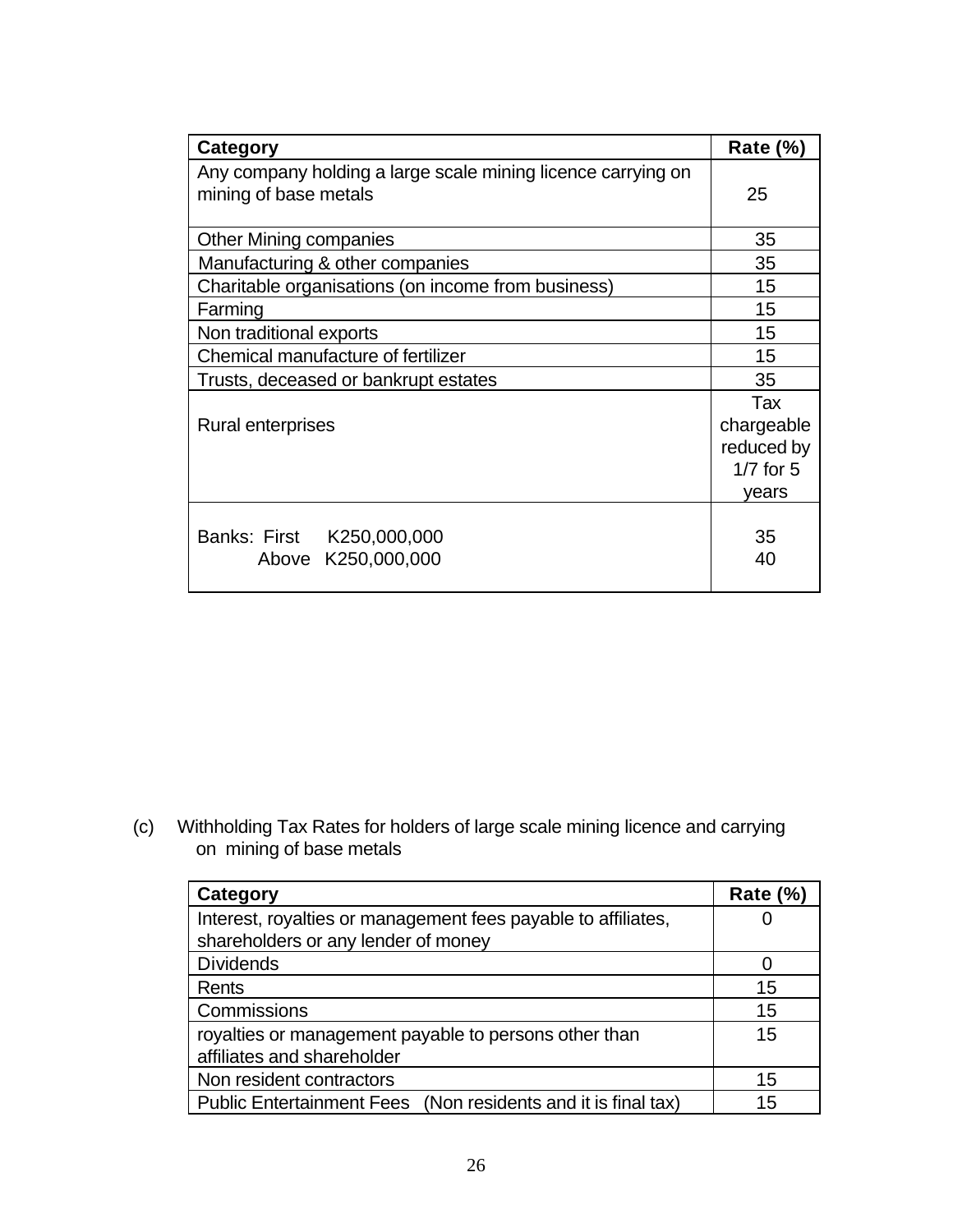| Category | Rate (%) |
|---|---|
| Any company holding a large scale mining licence carrying on mining of base metals | 25 |
| Other Mining companies | 35 |
| Manufacturing & other companies | 35 |
| Charitable organisations (on income from business) | 15 |
| Farming | 15 |
| Non traditional exports | 15 |
| Chemical manufacture of fertilizer | 15 |
| Trusts, deceased or bankrupt estates | 35 |
| Rural enterprises | Tax chargeable reduced by 1/7 for 5 years |
| Banks: First K250,000,000<br>Above K250,000,000 | 35<br>40 |

(c) Withholding Tax Rates for holders of large scale mining licence and carrying on mining of base metals

| Category | Rate (%) |
|---|---|
| Interest, royalties or management fees payable to affiliates, shareholders or any lender of money | 0 |
| Dividends | 0 |
| Rents | 15 |
| Commissions | 15 |
| royalties or management payable to persons other than affiliates and shareholder | 15 |
| Non resident contractors | 15 |
| Public Entertainment Fees (Non residents and it is final tax) | 15 |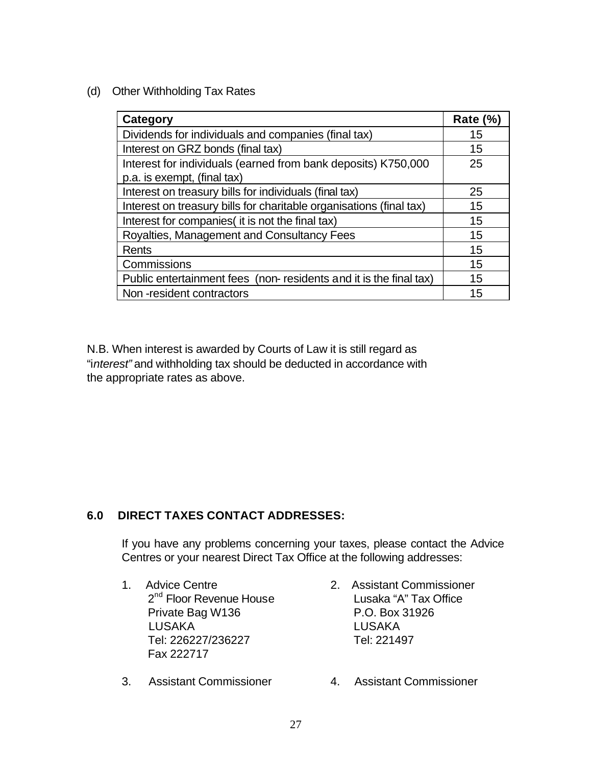(d) Other Withholding Tax Rates

| Category | Rate (%) |
|---|---|
| Dividends for individuals and companies (final tax) | 15 |
| Interest on GRZ bonds (final tax) | 15 |
| Interest for individuals (earned from bank deposits) K750,000 p.a. is exempt, (final tax) | 25 |
| Interest on treasury bills for individuals (final tax) | 25 |
| Interest on treasury bills for charitable organisations (final tax) | 15 |
| Interest for companies( it is not the final tax) | 15 |
| Royalties, Management and Consultancy Fees | 15 |
| Rents | 15 |
| Commissions | 15 |
| Public entertainment fees (non- residents and it is the final tax) | 15 |
| Non -resident contractors | 15 |

N.B. When interest is awarded by Courts of Law it is still regard as "*interest"* and withholding tax should be deducted in accordance with the appropriate rates as above.

### 6.0 DIRECT TAXES CONTACT ADDRESSES:

If you have any problems concerning your taxes, please contact the Advice Centres or your nearest Direct Tax Office at the following addresses:

1. Advice Centre
   2nd Floor Revenue House
   Private Bag W136
   LUSAKA
   Tel: 226227/236227
   Fax 222717

2. Assistant Commissioner
   Lusaka "A" Tax Office
   P.O. Box 31926
   LUSAKA
   Tel: 221497

3. Assistant Commissioner

4. Assistant Commissioner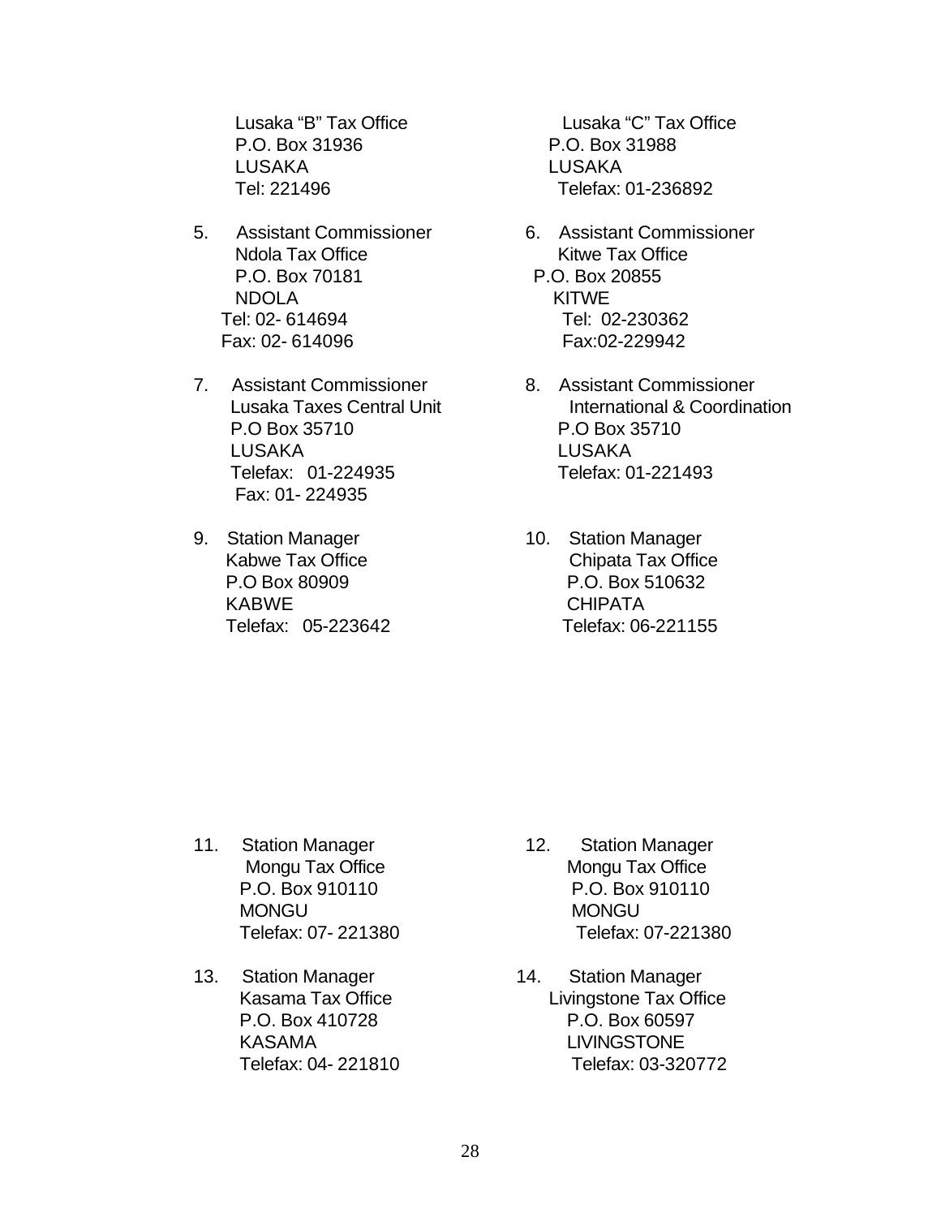Lusaka "B" Tax Office
P.O. Box 31936
LUSAKA
Tel: 221496

Lusaka "C" Tax Office
P.O. Box 31988
LUSAKA
Telefax: 01-236892

5. Assistant Commissioner
   Ndola Tax Office
   P.O. Box 70181
   NDOLA
   Tel: 02- 614694
   Fax: 02- 614096

6. Assistant Commissioner
   Kitwe Tax Office
   P.O. Box 20855
   KITWE
   Tel: 02-230362
   Fax:02-229942

7. Assistant Commissioner
   Lusaka Taxes Central Unit
   P.O Box 35710
   LUSAKA
   Telefax: 01-224935
   Fax: 01- 224935

8. Assistant Commissioner
   International & Coordination
   P.O Box 35710
   LUSAKA
   Telefax: 01-221493

9. Station Manager
   Kabwe Tax Office
   P.O Box 80909
   KABWE
   Telefax: 05-223642

10. Station Manager
    Chipata Tax Office
    P.O. Box 510632
    CHIPATA
    Telefax: 06-221155

11. Station Manager
    Mongu Tax Office
    P.O. Box 910110
    MONGU
    Telefax: 07- 221380

12. Station Manager
    Mongu Tax Office
    P.O. Box 910110
    MONGU
    Telefax: 07-221380

13. Station Manager
    Kasama Tax Office
    P.O. Box 410728
    KASAMA
    Telefax: 04- 221810

14. Station Manager
    Livingstone Tax Office
    P.O. Box 60597
    LIVINGSTONE
    Telefax: 03-320772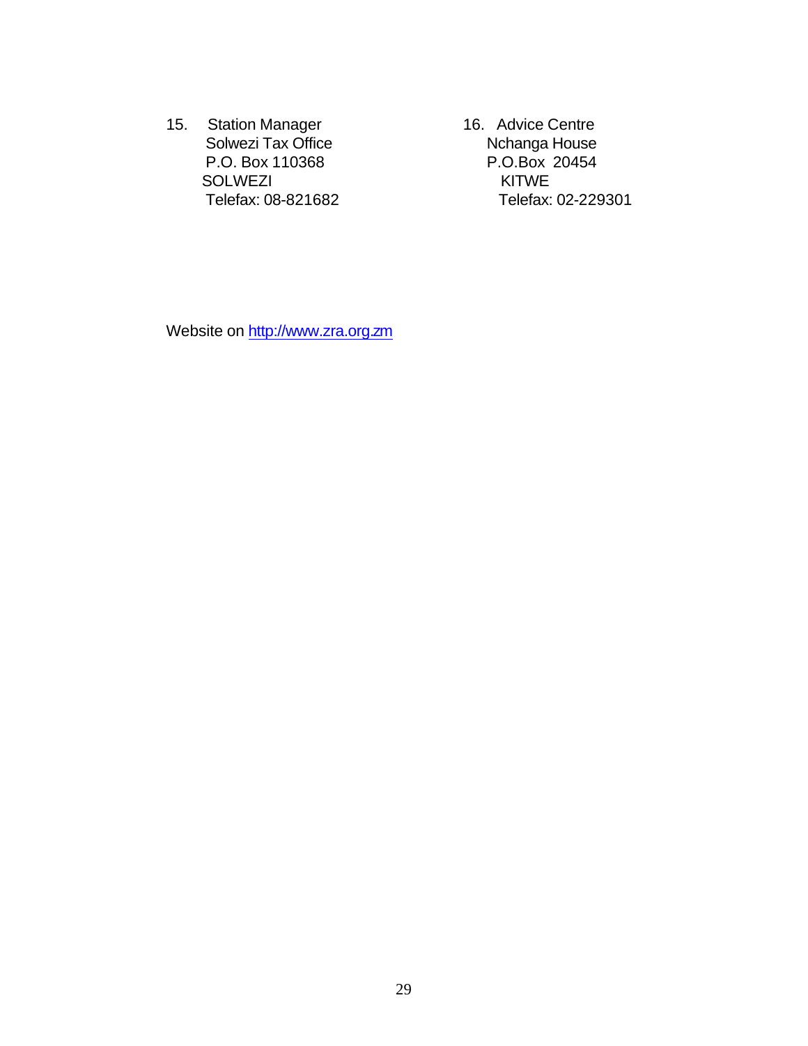15. Station Manager
    Solwezi Tax Office
    P.O. Box 110368
    SOLWEZI
    Telefax: 08-821682

16. Advice Centre
    Nchanga House
    P.O.Box 20454
    KITWE
    Telefax: 02-229301

Website on [http://www.zra.org.zm](http://www.zra.org.zm)